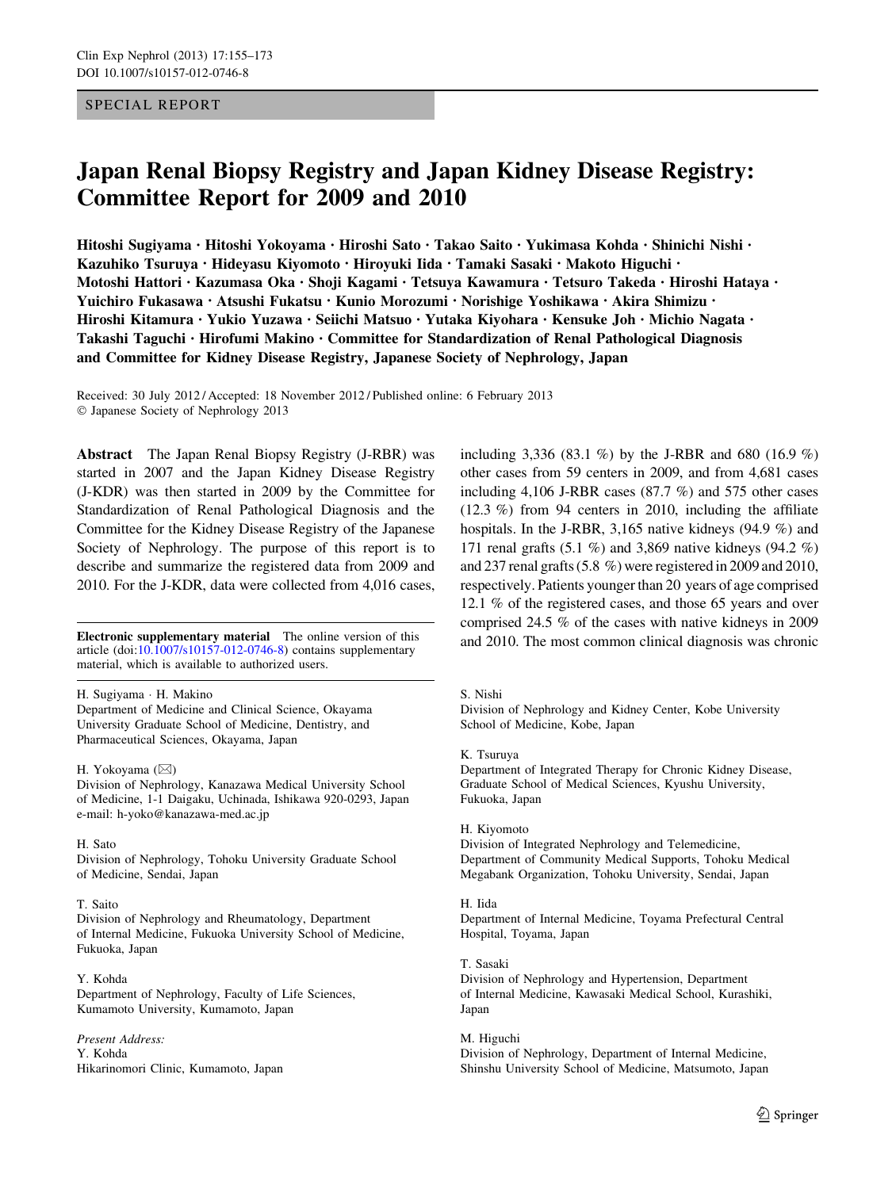SPECIAL REPORT

# Japan Renal Biopsy Registry and Japan Kidney Disease Registry: Committee Report for 2009 and 2010

**Hitoshi Sugiyama · Hitoshi Yokoyama · Hiroshi Sato · Takao Saito · Yukimasa Kohda · Shinichi Nishi · Kazuhiko Tsuruya · Hideyasu Kiyomoto · Hiroyuki Iida · Tamaki Sasaki · Makoto Higuchi · Motoshi Hattori · Kazumasa Oka · Shoji Kagami · Tetsuya Kawamura · Tetsuro Takeda · Hiroshi Hataya · Yuichiro Fukasawa · Atsushi Fukatsu · Kunio Morozumi · Norishige Yoshikawa · Akira Shimizu · Hiroshi Kitamura · Yukio Yuzawa · Seiichi Matsuo · Yutaka Kiyohara · Kensuke Joh · Michio Nagata · Takashi Taguchi · Hirofumi Makino · Committee for Standardization of Renal Pathological Diagnosis and Committee for Kidney Disease Registry, Japanese Society of Nephrology, Japan**

Received: 30 July 2012 / Accepted: 18 November 2012 / Published online: 6 February 2013
© Japanese Society of Nephrology 2013

**Abstract** The Japan Renal Biopsy Registry (J-RBR) was started in 2007 and the Japan Kidney Disease Registry (J-KDR) was then started in 2009 by the Committee for Standardization of Renal Pathological Diagnosis and the Committee for the Kidney Disease Registry of the Japanese Society of Nephrology. The purpose of this report is to describe and summarize the registered data from 2009 and 2010. For the J-KDR, data were collected from 4,016 cases, including 3,336 (83.1 %) by the J-RBR and 680 (16.9 %) other cases from 59 centers in 2009, and from 4,681 cases including 4,106 J-RBR cases (87.7 %) and 575 other cases (12.3 %) from 94 centers in 2010, including the affiliate hospitals. In the J-RBR, 3,165 native kidneys (94.9 %) and 171 renal grafts (5.1 %) and 3,869 native kidneys (94.2 %) and 237 renal grafts (5.8 %) were registered in 2009 and 2010, respectively. Patients younger than 20 years of age comprised 12.1 % of the registered cases, and those 65 years and over comprised 24.5 % of the cases with native kidneys in 2009 and 2010. The most common clinical diagnosis was chronic

**Electronic supplementary material** The online version of this article (doi:10.1007/s10157-012-0746-8) contains supplementary material, which is available to authorized users.

H. Sugiyama · H. Makino
Department of Medicine and Clinical Science, Okayama University Graduate School of Medicine, Dentistry, and Pharmaceutical Sciences, Okayama, Japan

H. Yokoyama (✉)
Division of Nephrology, Kanazawa Medical University School of Medicine, 1-1 Daigaku, Uchinada, Ishikawa 920-0293, Japan
e-mail: h-yoko@kanazawa-med.ac.jp

H. Sato
Division of Nephrology, Tohoku University Graduate School of Medicine, Sendai, Japan

T. Saito
Division of Nephrology and Rheumatology, Department of Internal Medicine, Fukuoka University School of Medicine, Fukuoka, Japan

Y. Kohda
Department of Nephrology, Faculty of Life Sciences, Kumamoto University, Kumamoto, Japan

*Present Address:*
Y. Kohda
Hikarinomori Clinic, Kumamoto, Japan

S. Nishi
Division of Nephrology and Kidney Center, Kobe University School of Medicine, Kobe, Japan

K. Tsuruya
Department of Integrated Therapy for Chronic Kidney Disease, Graduate School of Medical Sciences, Kyushu University, Fukuoka, Japan

H. Kiyomoto
Division of Integrated Nephrology and Telemedicine, Department of Community Medical Supports, Tohoku Medical Megabank Organization, Tohoku University, Sendai, Japan

H. Iida
Department of Internal Medicine, Toyama Prefectural Central Hospital, Toyama, Japan

T. Sasaki
Division of Nephrology and Hypertension, Department of Internal Medicine, Kawasaki Medical School, Kurashiki, Japan

M. Higuchi
Division of Nephrology, Department of Internal Medicine, Shinshu University School of Medicine, Matsumoto, Japan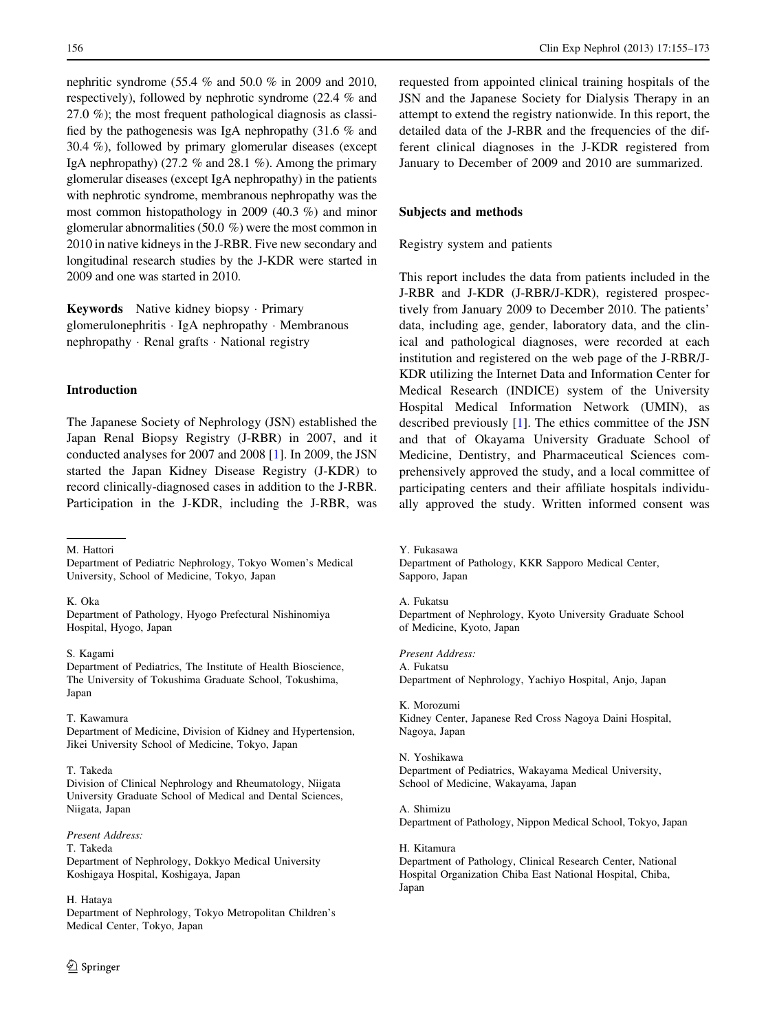nephritic syndrome (55.4 % and 50.0 % in 2009 and 2010, respectively), followed by nephrotic syndrome (22.4 % and 27.0 %); the most frequent pathological diagnosis as classified by the pathogenesis was IgA nephropathy (31.6 % and 30.4 %), followed by primary glomerular diseases (except IgA nephropathy) (27.2 % and 28.1 %). Among the primary glomerular diseases (except IgA nephropathy) in the patients with nephrotic syndrome, membranous nephropathy was the most common histopathology in 2009 (40.3 %) and minor glomerular abnormalities (50.0 %) were the most common in 2010 in native kidneys in the J-RBR. Five new secondary and longitudinal research studies by the J-KDR were started in 2009 and one was started in 2010.

**Keywords** Native kidney biopsy · Primary glomerulonephritis · IgA nephropathy · Membranous nephropathy · Renal grafts · National registry

## Introduction

The Japanese Society of Nephrology (JSN) established the Japan Renal Biopsy Registry (J-RBR) in 2007, and it conducted analyses for 2007 and 2008 [1]. In 2009, the JSN started the Japan Kidney Disease Registry (J-KDR) to record clinically-diagnosed cases in addition to the J-RBR. Participation in the J-KDR, including the J-RBR, was requested from appointed clinical training hospitals of the JSN and the Japanese Society for Dialysis Therapy in an attempt to extend the registry nationwide. In this report, the detailed data of the J-RBR and the frequencies of the different clinical diagnoses in the J-KDR registered from January to December of 2009 and 2010 are summarized.

## Subjects and methods

### Registry system and patients

This report includes the data from patients included in the J-RBR and J-KDR (J-RBR/J-KDR), registered prospectively from January 2009 to December 2010. The patients' data, including age, gender, laboratory data, and the clinical and pathological diagnoses, were recorded at each institution and registered on the web page of the J-RBR/J-KDR utilizing the Internet Data and Information Center for Medical Research (INDICE) system of the University Hospital Medical Information Network (UMIN), as described previously [1]. The ethics committee of the JSN and that of Okayama University Graduate School of Medicine, Dentistry, and Pharmaceutical Sciences comprehensively approved the study, and a local committee of participating centers and their affiliate hospitals individually approved the study. Written informed consent was

---

M. Hattori
Department of Pediatric Nephrology, Tokyo Women's Medical University, School of Medicine, Tokyo, Japan

K. Oka
Department of Pathology, Hyogo Prefectural Nishinomiya Hospital, Hyogo, Japan

S. Kagami
Department of Pediatrics, The Institute of Health Bioscience, The University of Tokushima Graduate School, Tokushima, Japan

T. Kawamura
Department of Medicine, Division of Kidney and Hypertension, Jikei University School of Medicine, Tokyo, Japan

T. Takeda
Division of Clinical Nephrology and Rheumatology, Niigata University Graduate School of Medical and Dental Sciences, Niigata, Japan

*Present Address:*
T. Takeda
Department of Nephrology, Dokkyo Medical University Koshigaya Hospital, Koshigaya, Japan

H. Hataya
Department of Nephrology, Tokyo Metropolitan Children's Medical Center, Tokyo, Japan

Y. Fukasawa
Department of Pathology, KKR Sapporo Medical Center, Sapporo, Japan

A. Fukatsu
Department of Nephrology, Kyoto University Graduate School of Medicine, Kyoto, Japan

*Present Address:*
A. Fukatsu
Department of Nephrology, Yachiyo Hospital, Anjo, Japan

K. Morozumi
Kidney Center, Japanese Red Cross Nagoya Daini Hospital, Nagoya, Japan

N. Yoshikawa
Department of Pediatrics, Wakayama Medical University, School of Medicine, Wakayama, Japan

A. Shimizu
Department of Pathology, Nippon Medical School, Tokyo, Japan

H. Kitamura
Department of Pathology, Clinical Research Center, National Hospital Organization Chiba East National Hospital, Chiba, Japan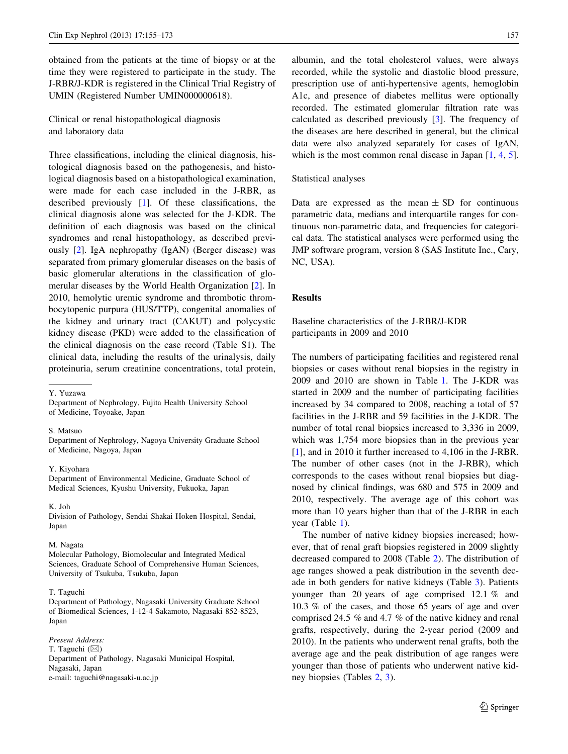obtained from the patients at the time of biopsy or at the time they were registered to participate in the study. The J-RBR/J-KDR is registered in the Clinical Trial Registry of UMIN (Registered Number UMIN000000618).

### Clinical or renal histopathological diagnosis and laboratory data

Three classifications, including the clinical diagnosis, histological diagnosis based on the pathogenesis, and histological diagnosis based on a histopathological examination, were made for each case included in the J-RBR, as described previously [1]. Of these classifications, the clinical diagnosis alone was selected for the J-KDR. The definition of each diagnosis was based on the clinical syndromes and renal histopathology, as described previously [2]. IgA nephropathy (IgAN) (Berger disease) was separated from primary glomerular diseases on the basis of basic glomerular alterations in the classification of glomerular diseases by the World Health Organization [2]. In 2010, hemolytic uremic syndrome and thrombotic thrombocytopenic purpura (HUS/TTP), congenital anomalies of the kidney and urinary tract (CAKUT) and polycystic kidney disease (PKD) were added to the classification of the clinical diagnosis on the case record (Table S1). The clinical data, including the results of the urinalysis, daily proteinuria, serum creatinine concentrations, total protein, albumin, and the total cholesterol values, were always recorded, while the systolic and diastolic blood pressure, prescription use of anti-hypertensive agents, hemoglobin A1c, and presence of diabetes mellitus were optionally recorded. The estimated glomerular filtration rate was calculated as described previously [3]. The frequency of the diseases are here described in general, but the clinical data were also analyzed separately for cases of IgAN, which is the most common renal disease in Japan [1, 4, 5].

### Statistical analyses

Data are expressed as the mean ± SD for continuous parametric data, medians and interquartile ranges for continuous non-parametric data, and frequencies for categorical data. The statistical analyses were performed using the JMP software program, version 8 (SAS Institute Inc., Cary, NC, USA).

## Results

### Baseline characteristics of the J-RBR/J-KDR participants in 2009 and 2010

The numbers of participating facilities and registered renal biopsies or cases without renal biopsies in the registry in 2009 and 2010 are shown in Table 1. The J-KDR was started in 2009 and the number of participating facilities increased by 34 compared to 2008, reaching a total of 57 facilities in the J-RBR and 59 facilities in the J-KDR. The number of total renal biopsies increased to 3,336 in 2009, which was 1,754 more biopsies than in the previous year [1], and in 2010 it further increased to 4,106 in the J-RBR. The number of other cases (not in the J-RBR), which corresponds to the cases without renal biopsies but diagnosed by clinical findings, was 680 and 575 in 2009 and 2010, respectively. The average age of this cohort was more than 10 years higher than that of the J-RBR in each year (Table 1).

The number of native kidney biopsies increased; however, that of renal graft biopsies registered in 2009 slightly decreased compared to 2008 (Table 2). The distribution of age ranges showed a peak distribution in the seventh decade in both genders for native kidneys (Table 3). Patients younger than 20 years of age comprised 12.1 % and 10.3 % of the cases, and those 65 years of age and over comprised 24.5 % and 4.7 % of the native kidney and renal grafts, respectively, during the 2-year period (2009 and 2010). In the patients who underwent renal grafts, both the average age and the peak distribution of age ranges were younger than those of patients who underwent native kidney biopsies (Tables 2, 3).

---

Y. Yuzawa
Department of Nephrology, Fujita Health University School of Medicine, Toyoake, Japan

S. Matsuo
Department of Nephrology, Nagoya University Graduate School of Medicine, Nagoya, Japan

Y. Kiyohara
Department of Environmental Medicine, Graduate School of Medical Sciences, Kyushu University, Fukuoka, Japan

K. Joh
Division of Pathology, Sendai Shakai Hoken Hospital, Sendai, Japan

M. Nagata
Molecular Pathology, Biomolecular and Integrated Medical Sciences, Graduate School of Comprehensive Human Sciences, University of Tsukuba, Tsukuba, Japan

T. Taguchi
Department of Pathology, Nagasaki University Graduate School of Biomedical Sciences, 1-12-4 Sakamoto, Nagasaki 852-8523, Japan

*Present Address:*
T. Taguchi (✉)
Department of Pathology, Nagasaki Municipal Hospital, Nagasaki, Japan
e-mail: taguchi@nagasaki-u.ac.jp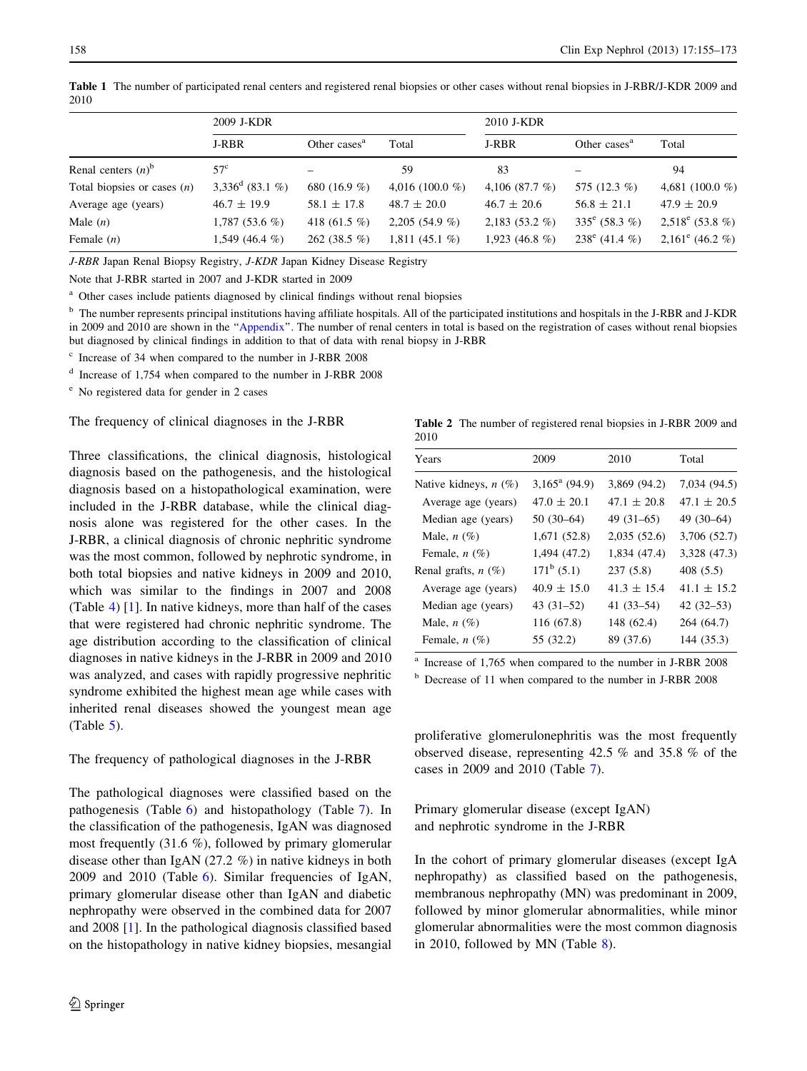**Table 1** The number of participated renal centers and registered renal biopsies or other cases without renal biopsies in J-RBR/J-KDR 2009 and 2010

| | 2009 J-KDR | | | 2010 J-KDR | | |
|---|---|---|---|---|---|---|
| | J-RBR | Other cases[a] | Total | J-RBR | Other cases[a] | Total |
| Renal centers (*n*)[b] | 57[c] | – | 59 | 83 | – | 94 |
| Total biopsies or cases (*n*) | 3,336[d] (83.1 %) | 680 (16.9 %) | 4,016 (100.0 %) | 4,106 (87.7 %) | 575 (12.3 %) | 4,681 (100.0 %) |
| Average age (years) | 46.7 ± 19.9 | 58.1 ± 17.8 | 48.7 ± 20.0 | 46.7 ± 20.6 | 56.8 ± 21.1 | 47.9 ± 20.9 |
| Male (*n*) | 1,787 (53.6 %) | 418 (61.5 %) | 2,205 (54.9 %) | 2,183 (53.2 %) | 335[e] (58.3 %) | 2,518[e] (53.8 %) |
| Female (*n*) | 1,549 (46.4 %) | 262 (38.5 %) | 1,811 (45.1 %) | 1,923 (46.8 %) | 238[e] (41.4 %) | 2,161[e] (46.2 %) |

*J-RBR* Japan Renal Biopsy Registry, *J-KDR* Japan Kidney Disease Registry

Note that J-RBR started in 2007 and J-KDR started in 2009

[a] Other cases include patients diagnosed by clinical findings without renal biopsies

[b] The number represents principal institutions having affiliate hospitals. All of the participated institutions and hospitals in the J-RBR and J-KDR in 2009 and 2010 are shown in the "Appendix". The number of renal centers in total is based on the registration of cases without renal biopsies but diagnosed by clinical findings in addition to that of data with renal biopsy in J-RBR

[c] Increase of 34 when compared to the number in J-RBR 2008

[d] Increase of 1,754 when compared to the number in J-RBR 2008

[e] No registered data for gender in 2 cases

### The frequency of clinical diagnoses in the J-RBR

Three classifications, the clinical diagnosis, histological diagnosis based on the pathogenesis, and the histological diagnosis based on a histopathological examination, were included in the J-RBR database, while the clinical diagnosis alone was registered for the other cases. In the J-RBR, a clinical diagnosis of chronic nephritic syndrome was the most common, followed by nephrotic syndrome, in both total biopsies and native kidneys in 2009 and 2010, which was similar to the findings in 2007 and 2008 (Table 4) [1]. In native kidneys, more than half of the cases that were registered had chronic nephritic syndrome. The age distribution according to the classification of clinical diagnoses in native kidneys in the J-RBR in 2009 and 2010 was analyzed, and cases with rapidly progressive nephritic syndrome exhibited the highest mean age while cases with inherited renal diseases showed the youngest mean age (Table 5).

### The frequency of pathological diagnoses in the J-RBR

The pathological diagnoses were classified based on the pathogenesis (Table 6) and histopathology (Table 7). In the classification of the pathogenesis, IgAN was diagnosed most frequently (31.6 %), followed by primary glomerular disease other than IgAN (27.2 %) in native kidneys in both 2009 and 2010 (Table 6). Similar frequencies of IgAN, primary glomerular disease other than IgAN and diabetic nephropathy were observed in the combined data for 2007 and 2008 [1]. In the pathological diagnosis classified based on the histopathology in native kidney biopsies, mesangial proliferative glomerulonephritis was the most frequently observed disease, representing 42.5 % and 35.8 % of the cases in 2009 and 2010 (Table 7).

**Table 2** The number of registered renal biopsies in J-RBR 2009 and 2010

| Years | 2009 | 2010 | Total |
|---|---|---|---|
| Native kidneys, *n* (%) | 3,165[a] (94.9) | 3,869 (94.2) | 7,034 (94.5) |
| Average age (years) | 47.0 ± 20.1 | 47.1 ± 20.8 | 47.1 ± 20.5 |
| Median age (years) | 50 (30–64) | 49 (31–65) | 49 (30–64) |
| Male, *n* (%) | 1,671 (52.8) | 2,035 (52.6) | 3,706 (52.7) |
| Female, *n* (%) | 1,494 (47.2) | 1,834 (47.4) | 3,328 (47.3) |
| Renal grafts, *n* (%) | 171[b] (5.1) | 237 (5.8) | 408 (5.5) |
| Average age (years) | 40.9 ± 15.0 | 41.3 ± 15.4 | 41.1 ± 15.2 |
| Median age (years) | 43 (31–52) | 41 (33–54) | 42 (32–53) |
| Male, *n* (%) | 116 (67.8) | 148 (62.4) | 264 (64.7) |
| Female, *n* (%) | 55 (32.2) | 89 (37.6) | 144 (35.3) |

[a] Increase of 1,765 when compared to the number in J-RBR 2008

[b] Decrease of 11 when compared to the number in J-RBR 2008

### Primary glomerular disease (except IgAN) and nephrotic syndrome in the J-RBR

In the cohort of primary glomerular diseases (except IgA nephropathy) as classified based on the pathogenesis, membranous nephropathy (MN) was predominant in 2009, followed by minor glomerular abnormalities, while minor glomerular abnormalities were the most common diagnosis in 2010, followed by MN (Table 8).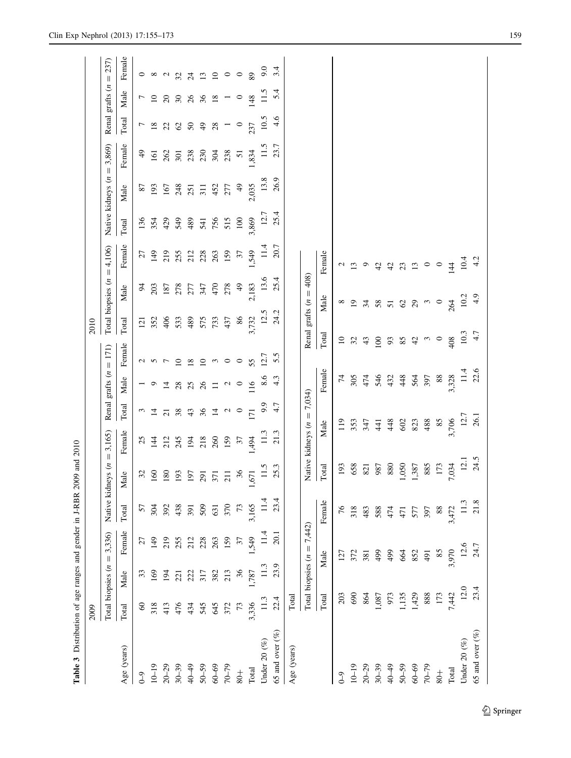**Table 3** Distribution of age ranges and gender in J-RBR 2009 and 2010

| Age (years) | 2009 | | | | | | | | | 2010 | | | | | | | | |
|---|---|---|---|---|---|---|---|---|---|---|---|---|---|---|---|---|---|---|
| | Total biopsies (*n* = 3,336) | | | Native kidneys (*n* = 3,165) | | | Renal grafts (*n* = 171) | | | Total biopsies (*n* = 4,106) | | | Native kidneys (*n* = 3,869) | | | Renal grafts (*n* = 237) | | |
| | Total | Male | Female | Total | Male | Female | Total | Male | Female | Total | Male | Female | Total | Male | Female | Total | Male | Female |
| 0–9 | 60 | 33 | 27 | 57 | 32 | 25 | 3 | 1 | 2 | 121 | 94 | 27 | 136 | 87 | 49 | 7 | 7 | 0 |
| 10–19 | 318 | 169 | 149 | 304 | 160 | 144 | 14 | 9 | 5 | 352 | 203 | 149 | 354 | 193 | 161 | 18 | 10 | 8 |
| 20–29 | 413 | 194 | 219 | 392 | 180 | 212 | 21 | 14 | 7 | 406 | 187 | 219 | 429 | 167 | 262 | 22 | 20 | 2 |
| 30–39 | 476 | 221 | 255 | 438 | 193 | 245 | 38 | 28 | 10 | 533 | 278 | 255 | 549 | 248 | 301 | 62 | 30 | 32 |
| 40–49 | 434 | 222 | 212 | 391 | 197 | 194 | 43 | 25 | 18 | 489 | 277 | 212 | 489 | 251 | 238 | 50 | 26 | 24 |
| 50–59 | 545 | 317 | 228 | 509 | 291 | 218 | 36 | 26 | 10 | 575 | 347 | 228 | 541 | 311 | 230 | 49 | 36 | 13 |
| 60–69 | 645 | 382 | 263 | 631 | 371 | 260 | 14 | 11 | 3 | 733 | 470 | 263 | 756 | 452 | 304 | 28 | 18 | 10 |
| 70–79 | 372 | 213 | 159 | 370 | 211 | 159 | 2 | 2 | 0 | 437 | 278 | 159 | 515 | 277 | 238 | 1 | 1 | 0 |
| 80+ | 73 | 36 | 37 | 73 | 36 | 37 | 0 | 0 | 0 | 86 | 49 | 37 | 100 | 49 | 51 | 0 | 0 | 0 |
| Total | 3,336 | 1,787 | 1,549 | 3,165 | 1,671 | 1,494 | 171 | 116 | 55 | 3,732 | 2,183 | 1,549 | 3,869 | 2,035 | 1,834 | 237 | 148 | 89 |
| Under 20 (%) | 11.3 | 11.3 | 11.4 | 11.4 | 11.5 | 11.3 | 9.9 | 8.6 | 12.7 | 12.5 | 13.6 | 11.4 | 12.7 | 13.8 | 11.5 | 10.5 | 11.5 | 9.0 |
| 65 and over (%) | 22.4 | 23.9 | 20.1 | 23.4 | 25.3 | 21.3 | 4.7 | 4.3 | 5.5 | 24.2 | 25.4 | 20.7 | 25.4 | 26.9 | 23.7 | 4.6 | 5.4 | 3.4 |

| Age (years) | Total | | | | | | | | |
|---|---|---|---|---|---|---|---|---|---|
| | Total biopsies (*n* = 7,442) | | | Native kidneys (*n* = 7,034) | | | Renal grafts (*n* = 408) | | |
| | Total | Male | Female | Total | Male | Female | Total | Male | Female |
| 0–9 | 203 | 127 | 76 | 193 | 119 | 74 | 10 | 8 | 2 |
| 10–19 | 690 | 372 | 318 | 658 | 353 | 305 | 32 | 19 | 13 |
| 20–29 | 864 | 381 | 483 | 821 | 347 | 474 | 43 | 34 | 9 |
| 30–39 | 1,087 | 499 | 588 | 987 | 441 | 546 | 100 | 58 | 42 |
| 40–49 | 973 | 499 | 474 | 880 | 448 | 432 | 93 | 51 | 42 |
| 50–59 | 1,135 | 664 | 471 | 1,050 | 602 | 448 | 85 | 62 | 23 |
| 60–69 | 1,429 | 852 | 577 | 1,387 | 823 | 564 | 42 | 29 | 13 |
| 70–79 | 888 | 491 | 397 | 885 | 488 | 397 | 3 | 3 | 0 |
| 80+ | 173 | 85 | 88 | 173 | 85 | 88 | 0 | 0 | 0 |
| Total | 7,442 | 3,970 | 3,472 | 7,034 | 3,706 | 3,328 | 408 | 264 | 144 |
| Under 20 (%) | 12.0 | 12.6 | 11.3 | 12.1 | 12.7 | 11.4 | 10.3 | 10.2 | 10.4 |
| 65 and over (%) | 23.4 | 24.7 | 21.8 | 24.5 | 26.1 | 22.6 | 4.7 | 4.9 | 4.2 |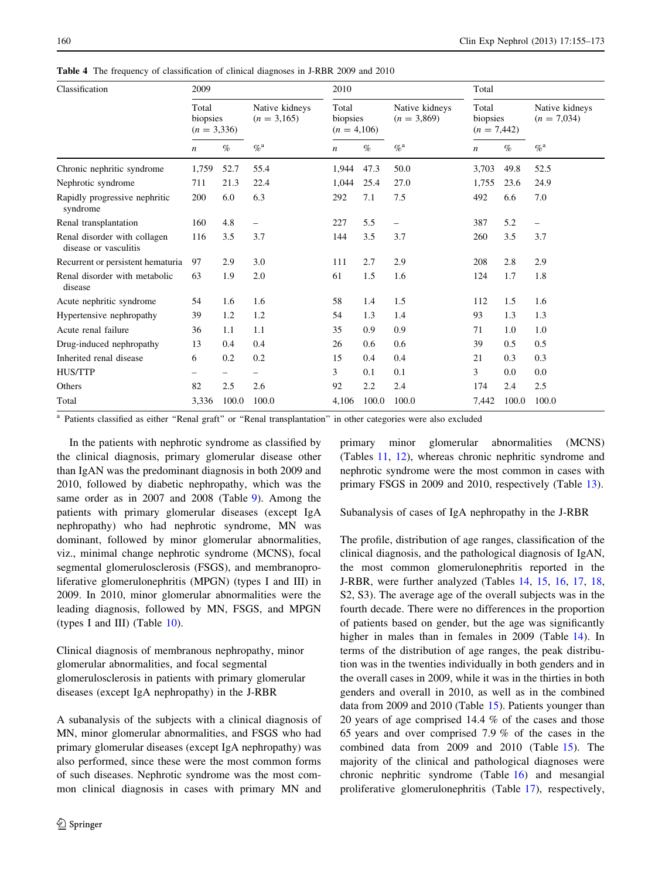**Table 4** The frequency of classification of clinical diagnoses in J-RBR 2009 and 2010

| Classification | 2009 | | | 2010 | | | Total | | |
|---|---|---|---|---|---|---|---|---|---|
| | Total biopsies (*n* = 3,336) | | Native kidneys (*n* = 3,165) | Total biopsies (*n* = 4,106) | | Native kidneys (*n* = 3,869) | Total biopsies (*n* = 7,442) | | Native kidneys (*n* = 7,034) |
| | *n* | % | %[a] | *n* | % | %[a] | *n* | % | %[a] |
| Chronic nephritic syndrome | 1,759 | 52.7 | 55.4 | 1,944 | 47.3 | 50.0 | 3,703 | 49.8 | 52.5 |
| Nephrotic syndrome | 711 | 21.3 | 22.4 | 1,044 | 25.4 | 27.0 | 1,755 | 23.6 | 24.9 |
| Rapidly progressive nephritic syndrome | 200 | 6.0 | 6.3 | 292 | 7.1 | 7.5 | 492 | 6.6 | 7.0 |
| Renal transplantation | 160 | 4.8 | – | 227 | 5.5 | – | 387 | 5.2 | – |
| Renal disorder with collagen disease or vasculitis | 116 | 3.5 | 3.7 | 144 | 3.5 | 3.7 | 260 | 3.5 | 3.7 |
| Recurrent or persistent hematuria | 97 | 2.9 | 3.0 | 111 | 2.7 | 2.9 | 208 | 2.8 | 2.9 |
| Renal disorder with metabolic disease | 63 | 1.9 | 2.0 | 61 | 1.5 | 1.6 | 124 | 1.7 | 1.8 |
| Acute nephritic syndrome | 54 | 1.6 | 1.6 | 58 | 1.4 | 1.5 | 112 | 1.5 | 1.6 |
| Hypertensive nephropathy | 39 | 1.2 | 1.2 | 54 | 1.3 | 1.4 | 93 | 1.3 | 1.3 |
| Acute renal failure | 36 | 1.1 | 1.1 | 35 | 0.9 | 0.9 | 71 | 1.0 | 1.0 |
| Drug-induced nephropathy | 13 | 0.4 | 0.4 | 26 | 0.6 | 0.6 | 39 | 0.5 | 0.5 |
| Inherited renal disease | 6 | 0.2 | 0.2 | 15 | 0.4 | 0.4 | 21 | 0.3 | 0.3 |
| HUS/TTP | – | – | – | 3 | 0.1 | 0.1 | 3 | 0.0 | 0.0 |
| Others | 82 | 2.5 | 2.6 | 92 | 2.2 | 2.4 | 174 | 2.4 | 2.5 |
| Total | 3,336 | 100.0 | 100.0 | 4,106 | 100.0 | 100.0 | 7,442 | 100.0 | 100.0 |

[a] Patients classified as either "Renal graft" or "Renal transplantation" in other categories were also excluded

In the patients with nephrotic syndrome as classified by the clinical diagnosis, primary glomerular disease other than IgAN was the predominant diagnosis in both 2009 and 2010, followed by diabetic nephropathy, which was the same order as in 2007 and 2008 (Table 9). Among the patients with primary glomerular diseases (except IgA nephropathy) who had nephrotic syndrome, MN was dominant, followed by minor glomerular abnormalities, viz., minimal change nephrotic syndrome (MCNS), focal segmental glomerulosclerosis (FSGS), and membranoproliferative glomerulonephritis (MPGN) (types I and III) in 2009. In 2010, minor glomerular abnormalities were the leading diagnosis, followed by MN, FSGS, and MPGN (types I and III) (Table 10).

### Clinical diagnosis of membranous nephropathy, minor glomerular abnormalities, and focal segmental glomerulosclerosis in patients with primary glomerular diseases (except IgA nephropathy) in the J-RBR

A subanalysis of the subjects with a clinical diagnosis of MN, minor glomerular abnormalities, and FSGS who had primary glomerular diseases (except IgA nephropathy) was also performed, since these were the most common forms of such diseases. Nephrotic syndrome was the most common clinical diagnosis in cases with primary MN and primary minor glomerular abnormalities (MCNS) (Tables 11, 12), whereas chronic nephritic syndrome and nephrotic syndrome were the most common in cases with primary FSGS in 2009 and 2010, respectively (Table 13).

### Subanalysis of cases of IgA nephropathy in the J-RBR

The profile, distribution of age ranges, classification of the clinical diagnosis, and the pathological diagnosis of IgAN, the most common glomerulonephritis reported in the J-RBR, were further analyzed (Tables 14, 15, 16, 17, 18, S2, S3). The average age of the overall subjects was in the fourth decade. There were no differences in the proportion of patients based on gender, but the age was significantly higher in males than in females in 2009 (Table 14). In terms of the distribution of age ranges, the peak distribution was in the twenties individually in both genders and in the overall cases in 2009, while it was in the thirties in both genders and overall in 2010, as well as in the combined data from 2009 and 2010 (Table 15). Patients younger than 20 years of age comprised 14.4 % of the cases and those 65 years and over comprised 7.9 % of the cases in the combined data from 2009 and 2010 (Table 15). The majority of the clinical and pathological diagnoses were chronic nephritic syndrome (Table 16) and mesangial proliferative glomerulonephritis (Table 17), respectively,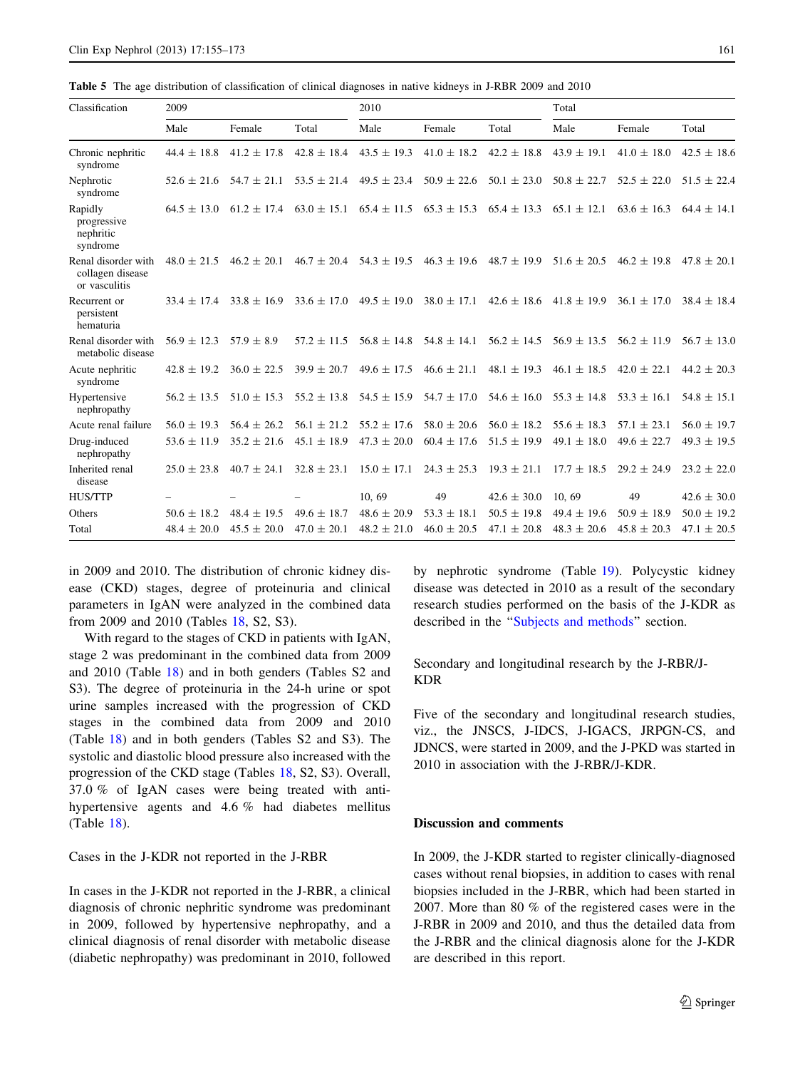**Table 5** The age distribution of classification of clinical diagnoses in native kidneys in J-RBR 2009 and 2010

| Classification | 2009 | | | 2010 | | | Total | | |
|---|---|---|---|---|---|---|---|---|---|
| | Male | Female | Total | Male | Female | Total | Male | Female | Total |
| Chronic nephritic syndrome | 44.4 ± 18.8 | 41.2 ± 17.8 | 42.8 ± 18.4 | 43.5 ± 19.3 | 41.0 ± 18.2 | 42.2 ± 18.8 | 43.9 ± 19.1 | 41.0 ± 18.0 | 42.5 ± 18.6 |
| Nephrotic syndrome | 52.6 ± 21.6 | 54.7 ± 21.1 | 53.5 ± 21.4 | 49.5 ± 23.4 | 50.9 ± 22.6 | 50.1 ± 23.0 | 50.8 ± 22.7 | 52.5 ± 22.0 | 51.5 ± 22.4 |
| Rapidly progressive nephritic syndrome | 64.5 ± 13.0 | 61.2 ± 17.4 | 63.0 ± 15.1 | 65.4 ± 11.5 | 65.3 ± 15.3 | 65.4 ± 13.3 | 65.1 ± 12.1 | 63.6 ± 16.3 | 64.4 ± 14.1 |
| Renal disorder with collagen disease or vasculitis | 48.0 ± 21.5 | 46.2 ± 20.1 | 46.7 ± 20.4 | 54.3 ± 19.5 | 46.3 ± 19.6 | 48.7 ± 19.9 | 51.6 ± 20.5 | 46.2 ± 19.8 | 47.8 ± 20.1 |
| Recurrent or persistent hematuria | 33.4 ± 17.4 | 33.8 ± 16.9 | 33.6 ± 17.0 | 49.5 ± 19.0 | 38.0 ± 17.1 | 42.6 ± 18.6 | 41.8 ± 19.9 | 36.1 ± 17.0 | 38.4 ± 18.4 |
| Renal disorder with metabolic disease | 56.9 ± 12.3 | 57.9 ± 8.9 | 57.2 ± 11.5 | 56.8 ± 14.8 | 54.8 ± 14.1 | 56.2 ± 14.5 | 56.9 ± 13.5 | 56.2 ± 11.9 | 56.7 ± 13.0 |
| Acute nephritic syndrome | 42.8 ± 19.2 | 36.0 ± 22.5 | 39.9 ± 20.7 | 49.6 ± 17.5 | 46.6 ± 21.1 | 48.1 ± 19.3 | 46.1 ± 18.5 | 42.0 ± 22.1 | 44.2 ± 20.3 |
| Hypertensive nephropathy | 56.2 ± 13.5 | 51.0 ± 15.3 | 55.2 ± 13.8 | 54.5 ± 15.9 | 54.7 ± 17.0 | 54.6 ± 16.0 | 55.3 ± 14.8 | 53.3 ± 16.1 | 54.8 ± 15.1 |
| Acute renal failure | 56.0 ± 19.3 | 56.4 ± 26.2 | 56.1 ± 21.2 | 55.2 ± 17.6 | 58.0 ± 20.6 | 56.0 ± 18.2 | 55.6 ± 18.3 | 57.1 ± 23.1 | 56.0 ± 19.7 |
| Drug-induced nephropathy | 53.6 ± 11.9 | 35.2 ± 21.6 | 45.1 ± 18.9 | 47.3 ± 20.0 | 60.4 ± 17.6 | 51.5 ± 19.9 | 49.1 ± 18.0 | 49.6 ± 22.7 | 49.3 ± 19.5 |
| Inherited renal disease | 25.0 ± 23.8 | 40.7 ± 24.1 | 32.8 ± 23.1 | 15.0 ± 17.1 | 24.3 ± 25.3 | 19.3 ± 21.1 | 17.7 ± 18.5 | 29.2 ± 24.9 | 23.2 ± 22.0 |
| HUS/TTP | – | – | – | 10, 69 | 49 | 42.6 ± 30.0 | 10, 69 | 49 | 42.6 ± 30.0 |
| Others | 50.6 ± 18.2 | 48.4 ± 19.5 | 49.6 ± 18.7 | 48.6 ± 20.9 | 53.3 ± 18.1 | 50.5 ± 19.8 | 49.4 ± 19.6 | 50.9 ± 18.9 | 50.0 ± 19.2 |
| Total | 48.4 ± 20.0 | 45.5 ± 20.0 | 47.0 ± 20.1 | 48.2 ± 21.0 | 46.0 ± 20.5 | 47.1 ± 20.8 | 48.3 ± 20.6 | 45.8 ± 20.3 | 47.1 ± 20.5 |

in 2009 and 2010. The distribution of chronic kidney disease (CKD) stages, degree of proteinuria and clinical parameters in IgAN were analyzed in the combined data from 2009 and 2010 (Tables 18, S2, S3).

With regard to the stages of CKD in patients with IgAN, stage 2 was predominant in the combined data from 2009 and 2010 (Table 18) and in both genders (Tables S2 and S3). The degree of proteinuria in the 24-h urine or spot urine samples increased with the progression of CKD stages in the combined data from 2009 and 2010 (Table 18) and in both genders (Tables S2 and S3). The systolic and diastolic blood pressure also increased with the progression of the CKD stage (Tables 18, S2, S3). Overall, 37.0 % of IgAN cases were being treated with anti-hypertensive agents and 4.6 % had diabetes mellitus (Table 18).

### Cases in the J-KDR not reported in the J-RBR

In cases in the J-KDR not reported in the J-RBR, a clinical diagnosis of chronic nephritic syndrome was predominant in 2009, followed by hypertensive nephropathy, and a clinical diagnosis of renal disorder with metabolic disease (diabetic nephropathy) was predominant in 2010, followed by nephrotic syndrome (Table 19). Polycystic kidney disease was detected in 2010 as a result of the secondary research studies performed on the basis of the J-KDR as described in the "Subjects and methods" section.

### Secondary and longitudinal research by the J-RBR/J-KDR

Five of the secondary and longitudinal research studies, viz., the JNSCS, J-IDCS, J-IGACS, JRPGN-CS, and JDNCS, were started in 2009, and the J-PKD was started in 2010 in association with the J-RBR/J-KDR.

## Discussion and comments

In 2009, the J-KDR started to register clinically-diagnosed cases without renal biopsies, in addition to cases with renal biopsies included in the J-RBR, which had been started in 2007. More than 80 % of the registered cases were in the J-RBR in 2009 and 2010, and thus the detailed data from the J-RBR and the clinical diagnosis alone for the J-KDR are described in this report.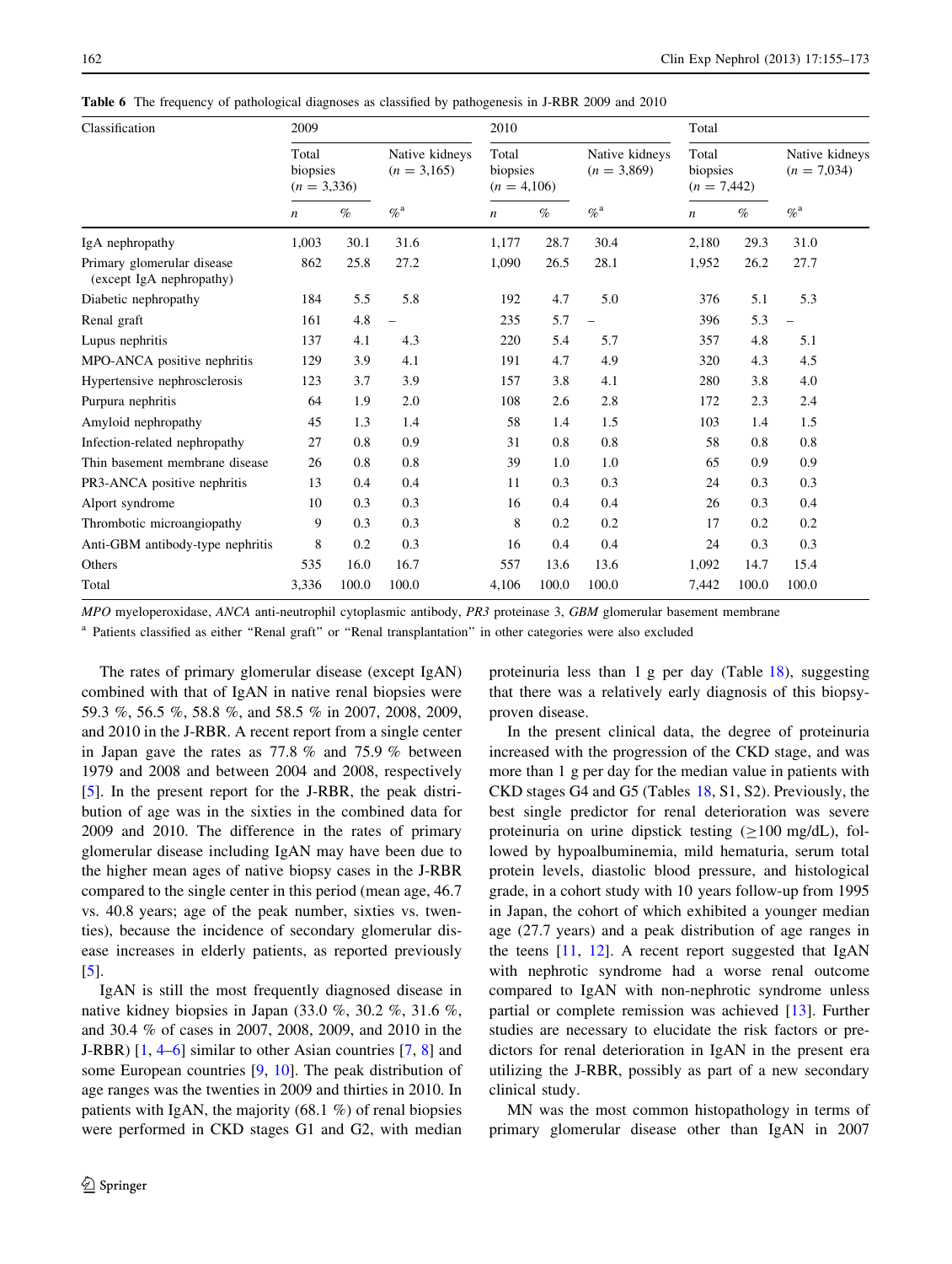**Table 6** The frequency of pathological diagnoses as classified by pathogenesis in J-RBR 2009 and 2010

| Classification | 2009 | | | 2010 | | | Total | | |
|---|---|---|---|---|---|---|---|---|---|
| | Total biopsies ($n$ = 3,336) | | Native kidneys ($n$ = 3,165) | Total biopsies ($n$ = 4,106) | | Native kidneys ($n$ = 3,869) | Total biopsies ($n$ = 7,442) | | Native kidneys ($n$ = 7,034) |
| | $n$ | % | %[a] | $n$ | % | %[a] | $n$ | % | %[a] |
| IgA nephropathy | 1,003 | 30.1 | 31.6 | 1,177 | 28.7 | 30.4 | 2,180 | 29.3 | 31.0 |
| Primary glomerular disease (except IgA nephropathy) | 862 | 25.8 | 27.2 | 1,090 | 26.5 | 28.1 | 1,952 | 26.2 | 27.7 |
| Diabetic nephropathy | 184 | 5.5 | 5.8 | 192 | 4.7 | 5.0 | 376 | 5.1 | 5.3 |
| Renal graft | 161 | 4.8 | – | 235 | 5.7 | – | 396 | 5.3 | – |
| Lupus nephritis | 137 | 4.1 | 4.3 | 220 | 5.4 | 5.7 | 357 | 4.8 | 5.1 |
| MPO-ANCA positive nephritis | 129 | 3.9 | 4.1 | 191 | 4.7 | 4.9 | 320 | 4.3 | 4.5 |
| Hypertensive nephrosclerosis | 123 | 3.7 | 3.9 | 157 | 3.8 | 4.1 | 280 | 3.8 | 4.0 |
| Purpura nephritis | 64 | 1.9 | 2.0 | 108 | 2.6 | 2.8 | 172 | 2.3 | 2.4 |
| Amyloid nephropathy | 45 | 1.3 | 1.4 | 58 | 1.4 | 1.5 | 103 | 1.4 | 1.5 |
| Infection-related nephropathy | 27 | 0.8 | 0.9 | 31 | 0.8 | 0.8 | 58 | 0.8 | 0.8 |
| Thin basement membrane disease | 26 | 0.8 | 0.8 | 39 | 1.0 | 1.0 | 65 | 0.9 | 0.9 |
| PR3-ANCA positive nephritis | 13 | 0.4 | 0.4 | 11 | 0.3 | 0.3 | 24 | 0.3 | 0.3 |
| Alport syndrome | 10 | 0.3 | 0.3 | 16 | 0.4 | 0.4 | 26 | 0.3 | 0.4 |
| Thrombotic microangiopathy | 9 | 0.3 | 0.3 | 8 | 0.2 | 0.2 | 17 | 0.2 | 0.2 |
| Anti-GBM antibody-type nephritis | 8 | 0.2 | 0.3 | 16 | 0.4 | 0.4 | 24 | 0.3 | 0.3 |
| Others | 535 | 16.0 | 16.7 | 557 | 13.6 | 13.6 | 1,092 | 14.7 | 15.4 |
| Total | 3,336 | 100.0 | 100.0 | 4,106 | 100.0 | 100.0 | 7,442 | 100.0 | 100.0 |

*MPO* myeloperoxidase, *ANCA* anti-neutrophil cytoplasmic antibody, *PR3* proteinase 3, *GBM* glomerular basement membrane

[a] Patients classified as either "Renal graft" or "Renal transplantation" in other categories were also excluded

The rates of primary glomerular disease (except IgAN) combined with that of IgAN in native renal biopsies were 59.3 %, 56.5 %, 58.8 %, and 58.5 % in 2007, 2008, 2009, and 2010 in the J-RBR. A recent report from a single center in Japan gave the rates as 77.8 % and 75.9 % between 1979 and 2008 and between 2004 and 2008, respectively [5]. In the present report for the J-RBR, the peak distribution of age was in the sixties in the combined data for 2009 and 2010. The difference in the rates of primary glomerular disease including IgAN may have been due to the higher mean ages of native biopsy cases in the J-RBR compared to the single center in this period (mean age, 46.7 vs. 40.8 years; age of the peak number, sixties vs. twenties), because the incidence of secondary glomerular disease increases in elderly patients, as reported previously [5].

IgAN is still the most frequently diagnosed disease in native kidney biopsies in Japan (33.0 %, 30.2 %, 31.6 %, and 30.4 % of cases in 2007, 2008, 2009, and 2010 in the J-RBR) [1, 4–6] similar to other Asian countries [7, 8] and some European countries [9, 10]. The peak distribution of age ranges was the twenties in 2009 and thirties in 2010. In patients with IgAN, the majority (68.1 %) of renal biopsies were performed in CKD stages G1 and G2, with median proteinuria less than 1 g per day (Table 18), suggesting that there was a relatively early diagnosis of this biopsy-proven disease.

In the present clinical data, the degree of proteinuria increased with the progression of the CKD stage, and was more than 1 g per day for the median value in patients with CKD stages G4 and G5 (Tables 18, S1, S2). Previously, the best single predictor for renal deterioration was severe proteinuria on urine dipstick testing (≥100 mg/dL), followed by hypoalbuminemia, mild hematuria, serum total protein levels, diastolic blood pressure, and histological grade, in a cohort study with 10 years follow-up from 1995 in Japan, the cohort of which exhibited a younger median age (27.7 years) and a peak distribution of age ranges in the teens [11, 12]. A recent report suggested that IgAN with nephrotic syndrome had a worse renal outcome compared to IgAN with non-nephrotic syndrome unless partial or complete remission was achieved [13]. Further studies are necessary to elucidate the risk factors or predictors for renal deterioration in IgAN in the present era utilizing the J-RBR, possibly as part of a new secondary clinical study.

MN was the most common histopathology in terms of primary glomerular disease other than IgAN in 2007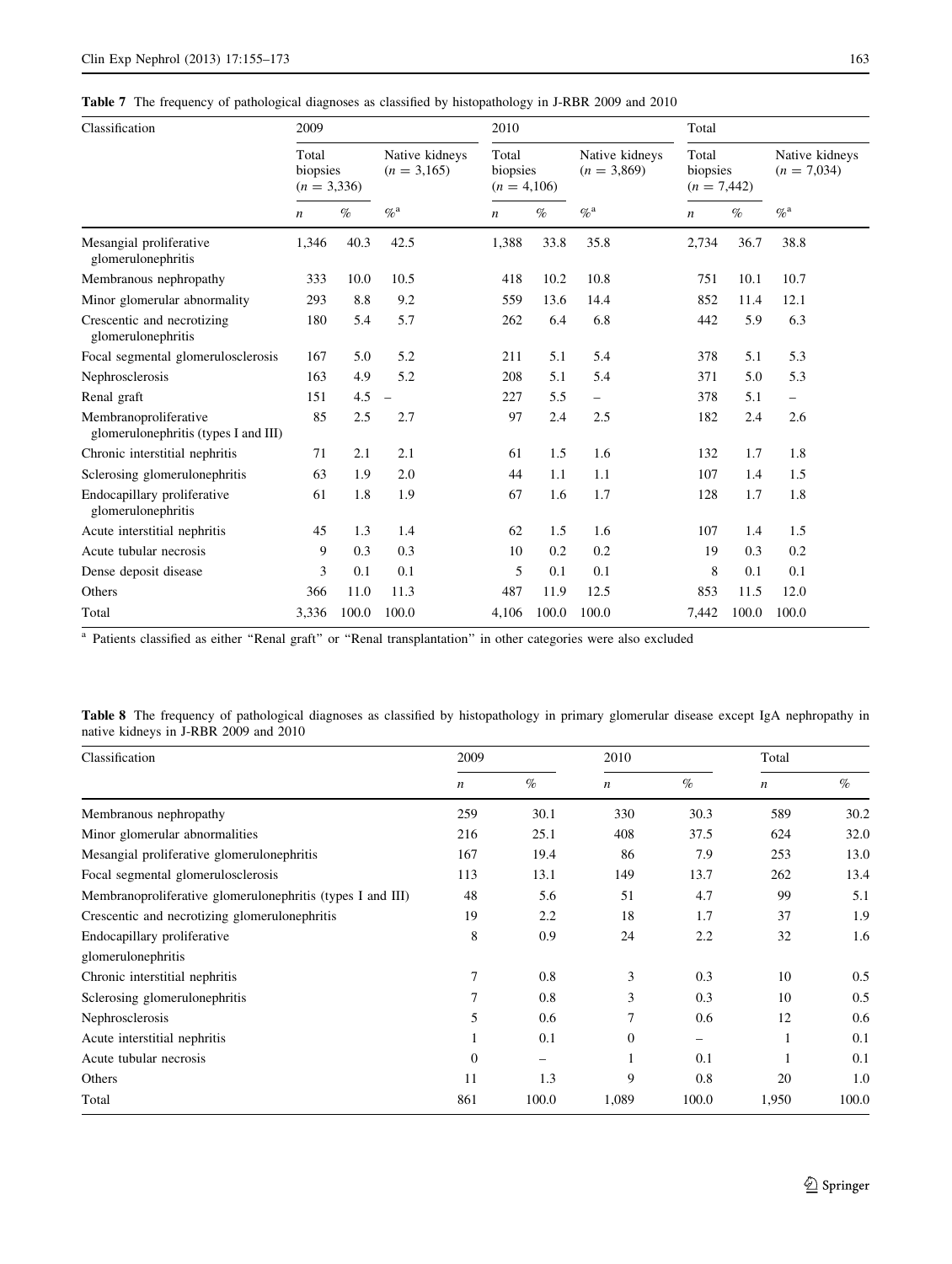**Table 7** The frequency of pathological diagnoses as classified by histopathology in J-RBR 2009 and 2010

| Classification | 2009 | | | 2010 | | | Total | | |
|---|---|---|---|---|---|---|---|---|---|
| | Total biopsies ($n$ = 3,336) | | Native kidneys ($n$ = 3,165) | Total biopsies ($n$ = 4,106) | | Native kidneys ($n$ = 3,869) | Total biopsies ($n$ = 7,442) | | Native kidneys ($n$ = 7,034) |
| | $n$ | % | %[a] | $n$ | % | %[a] | $n$ | % | %[a] |
| Mesangial proliferative glomerulonephritis | 1,346 | 40.3 | 42.5 | 1,388 | 33.8 | 35.8 | 2,734 | 36.7 | 38.8 |
| Membranous nephropathy | 333 | 10.0 | 10.5 | 418 | 10.2 | 10.8 | 751 | 10.1 | 10.7 |
| Minor glomerular abnormality | 293 | 8.8 | 9.2 | 559 | 13.6 | 14.4 | 852 | 11.4 | 12.1 |
| Crescentic and necrotizing glomerulonephritis | 180 | 5.4 | 5.7 | 262 | 6.4 | 6.8 | 442 | 5.9 | 6.3 |
| Focal segmental glomerulosclerosis | 167 | 5.0 | 5.2 | 211 | 5.1 | 5.4 | 378 | 5.1 | 5.3 |
| Nephrosclerosis | 163 | 4.9 | 5.2 | 208 | 5.1 | 5.4 | 371 | 5.0 | 5.3 |
| Renal graft | 151 | 4.5 | – | 227 | 5.5 | – | 378 | 5.1 | – |
| Membranoproliferative glomerulonephritis (types I and III) | 85 | 2.5 | 2.7 | 97 | 2.4 | 2.5 | 182 | 2.4 | 2.6 |
| Chronic interstitial nephritis | 71 | 2.1 | 2.1 | 61 | 1.5 | 1.6 | 132 | 1.7 | 1.8 |
| Sclerosing glomerulonephritis | 63 | 1.9 | 2.0 | 44 | 1.1 | 1.1 | 107 | 1.4 | 1.5 |
| Endocapillary proliferative glomerulonephritis | 61 | 1.8 | 1.9 | 67 | 1.6 | 1.7 | 128 | 1.7 | 1.8 |
| Acute interstitial nephritis | 45 | 1.3 | 1.4 | 62 | 1.5 | 1.6 | 107 | 1.4 | 1.5 |
| Acute tubular necrosis | 9 | 0.3 | 0.3 | 10 | 0.2 | 0.2 | 19 | 0.3 | 0.2 |
| Dense deposit disease | 3 | 0.1 | 0.1 | 5 | 0.1 | 0.1 | 8 | 0.1 | 0.1 |
| Others | 366 | 11.0 | 11.3 | 487 | 11.9 | 12.5 | 853 | 11.5 | 12.0 |
| Total | 3,336 | 100.0 | 100.0 | 4,106 | 100.0 | 100.0 | 7,442 | 100.0 | 100.0 |

[a] Patients classified as either "Renal graft" or "Renal transplantation" in other categories were also excluded

**Table 8** The frequency of pathological diagnoses as classified by histopathology in primary glomerular disease except IgA nephropathy in native kidneys in J-RBR 2009 and 2010

| Classification | 2009 | | 2010 | | Total | |
|---|---|---|---|---|---|---|
| | $n$ | % | $n$ | % | $n$ | % |
| Membranous nephropathy | 259 | 30.1 | 330 | 30.3 | 589 | 30.2 |
| Minor glomerular abnormalities | 216 | 25.1 | 408 | 37.5 | 624 | 32.0 |
| Mesangial proliferative glomerulonephritis | 167 | 19.4 | 86 | 7.9 | 253 | 13.0 |
| Focal segmental glomerulosclerosis | 113 | 13.1 | 149 | 13.7 | 262 | 13.4 |
| Membranoproliferative glomerulonephritis (types I and III) | 48 | 5.6 | 51 | 4.7 | 99 | 5.1 |
| Crescentic and necrotizing glomerulonephritis | 19 | 2.2 | 18 | 1.7 | 37 | 1.9 |
| Endocapillary proliferative glomerulonephritis | 8 | 0.9 | 24 | 2.2 | 32 | 1.6 |
| Chronic interstitial nephritis | 7 | 0.8 | 3 | 0.3 | 10 | 0.5 |
| Sclerosing glomerulonephritis | 7 | 0.8 | 3 | 0.3 | 10 | 0.5 |
| Nephrosclerosis | 5 | 0.6 | 7 | 0.6 | 12 | 0.6 |
| Acute interstitial nephritis | 1 | 0.1 | 0 | – | 1 | 0.1 |
| Acute tubular necrosis | 0 | – | 1 | 0.1 | 1 | 0.1 |
| Others | 11 | 1.3 | 9 | 0.8 | 20 | 1.0 |
| Total | 861 | 100.0 | 1,089 | 100.0 | 1,950 | 100.0 |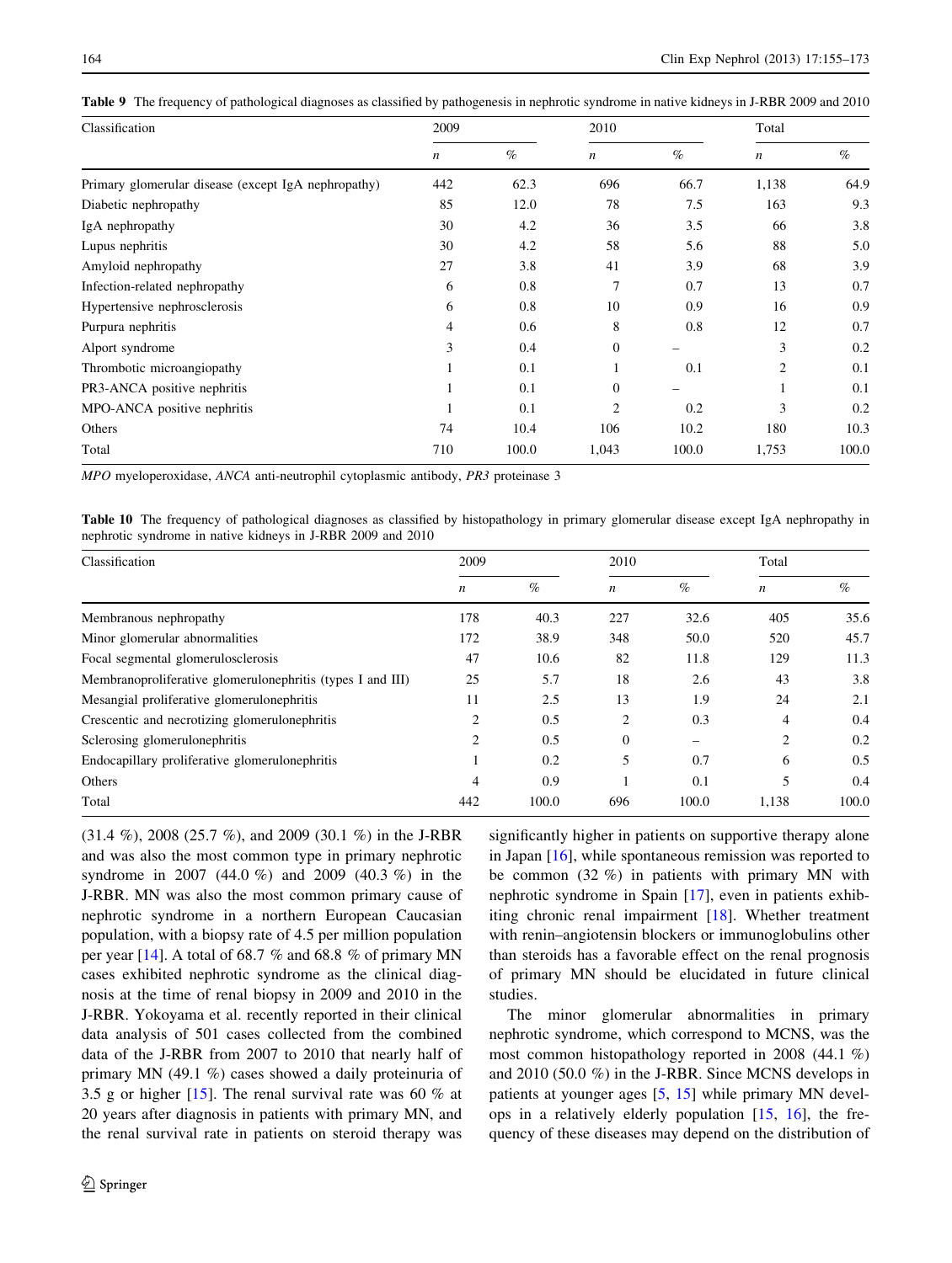**Table 9** The frequency of pathological diagnoses as classified by pathogenesis in nephrotic syndrome in native kidneys in J-RBR 2009 and 2010

| Classification | 2009 | | 2010 | | Total | |
|---|---|---|---|---|---|---|
| | *n* | % | *n* | % | *n* | % |
| Primary glomerular disease (except IgA nephropathy) | 442 | 62.3 | 696 | 66.7 | 1,138 | 64.9 |
| Diabetic nephropathy | 85 | 12.0 | 78 | 7.5 | 163 | 9.3 |
| IgA nephropathy | 30 | 4.2 | 36 | 3.5 | 66 | 3.8 |
| Lupus nephritis | 30 | 4.2 | 58 | 5.6 | 88 | 5.0 |
| Amyloid nephropathy | 27 | 3.8 | 41 | 3.9 | 68 | 3.9 |
| Infection-related nephropathy | 6 | 0.8 | 7 | 0.7 | 13 | 0.7 |
| Hypertensive nephrosclerosis | 6 | 0.8 | 10 | 0.9 | 16 | 0.9 |
| Purpura nephritis | 4 | 0.6 | 8 | 0.8 | 12 | 0.7 |
| Alport syndrome | 3 | 0.4 | 0 | – | 3 | 0.2 |
| Thrombotic microangiopathy | 1 | 0.1 | 1 | 0.1 | 2 | 0.1 |
| PR3-ANCA positive nephritis | 1 | 0.1 | 0 | – | 1 | 0.1 |
| MPO-ANCA positive nephritis | 1 | 0.1 | 2 | 0.2 | 3 | 0.2 |
| Others | 74 | 10.4 | 106 | 10.2 | 180 | 10.3 |
| Total | 710 | 100.0 | 1,043 | 100.0 | 1,753 | 100.0 |

*MPO* myeloperoxidase, *ANCA* anti-neutrophil cytoplasmic antibody, *PR3* proteinase 3

**Table 10** The frequency of pathological diagnoses as classified by histopathology in primary glomerular disease except IgA nephropathy in nephrotic syndrome in native kidneys in J-RBR 2009 and 2010

| Classification | 2009 | | 2010 | | Total | |
|---|---|---|---|---|---|---|
| | *n* | % | *n* | % | *n* | % |
| Membranous nephropathy | 178 | 40.3 | 227 | 32.6 | 405 | 35.6 |
| Minor glomerular abnormalities | 172 | 38.9 | 348 | 50.0 | 520 | 45.7 |
| Focal segmental glomerulosclerosis | 47 | 10.6 | 82 | 11.8 | 129 | 11.3 |
| Membranoproliferative glomerulonephritis (types I and III) | 25 | 5.7 | 18 | 2.6 | 43 | 3.8 |
| Mesangial proliferative glomerulonephritis | 11 | 2.5 | 13 | 1.9 | 24 | 2.1 |
| Crescentic and necrotizing glomerulonephritis | 2 | 0.5 | 2 | 0.3 | 4 | 0.4 |
| Sclerosing glomerulonephritis | 2 | 0.5 | 0 | – | 2 | 0.2 |
| Endocapillary proliferative glomerulonephritis | 1 | 0.2 | 5 | 0.7 | 6 | 0.5 |
| Others | 4 | 0.9 | 1 | 0.1 | 5 | 0.4 |
| Total | 442 | 100.0 | 696 | 100.0 | 1,138 | 100.0 |

(31.4 %), 2008 (25.7 %), and 2009 (30.1 %) in the J-RBR and was also the most common type in primary nephrotic syndrome in 2007 (44.0 %) and 2009 (40.3 %) in the J-RBR. MN was also the most common primary cause of nephrotic syndrome in a northern European Caucasian population, with a biopsy rate of 4.5 per million population per year [14]. A total of 68.7 % and 68.8 % of primary MN cases exhibited nephrotic syndrome as the clinical diagnosis at the time of renal biopsy in 2009 and 2010 in the J-RBR. Yokoyama et al. recently reported in their clinical data analysis of 501 cases collected from the combined data of the J-RBR from 2007 to 2010 that nearly half of primary MN (49.1 %) cases showed a daily proteinuria of 3.5 g or higher [15]. The renal survival rate was 60 % at 20 years after diagnosis in patients with primary MN, and the renal survival rate in patients on steroid therapy was significantly higher in patients on supportive therapy alone in Japan [16], while spontaneous remission was reported to be common (32 %) in patients with primary MN with nephrotic syndrome in Spain [17], even in patients exhibiting chronic renal impairment [18]. Whether treatment with renin–angiotensin blockers or immunoglobulins other than steroids has a favorable effect on the renal prognosis of primary MN should be elucidated in future clinical studies.

The minor glomerular abnormalities in primary nephrotic syndrome, which correspond to MCNS, was the most common histopathology reported in 2008 (44.1 %) and 2010 (50.0 %) in the J-RBR. Since MCNS develops in patients at younger ages [5, 15] while primary MN develops in a relatively elderly population [15, 16], the frequency of these diseases may depend on the distribution of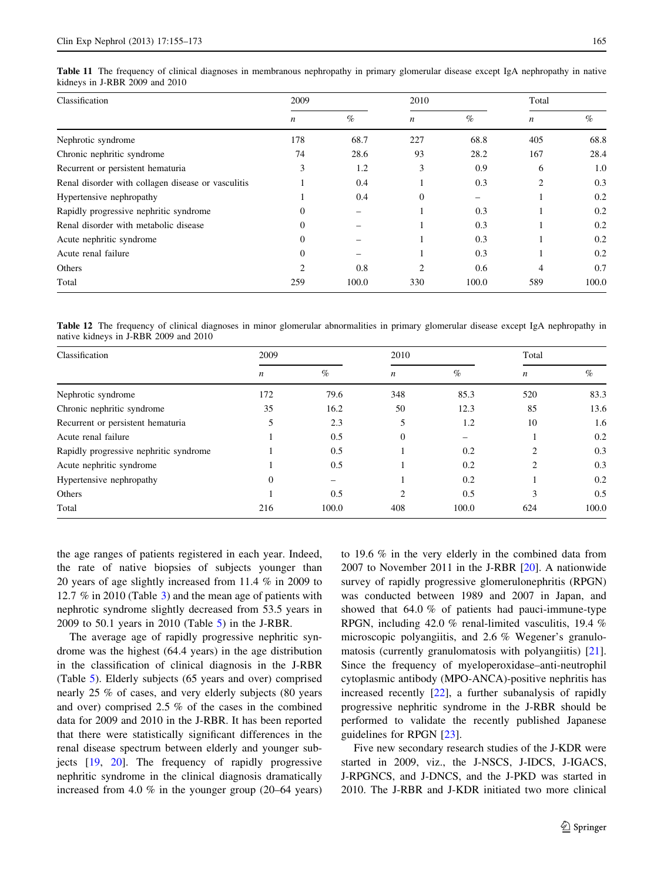**Table 11** The frequency of clinical diagnoses in membranous nephropathy in primary glomerular disease except IgA nephropathy in native kidneys in J-RBR 2009 and 2010

| Classification | 2009 | | 2010 | | Total | |
|---|---|---|---|---|---|---|
| | *n* | % | *n* | % | *n* | % |
| Nephrotic syndrome | 178 | 68.7 | 227 | 68.8 | 405 | 68.8 |
| Chronic nephritic syndrome | 74 | 28.6 | 93 | 28.2 | 167 | 28.4 |
| Recurrent or persistent hematuria | 3 | 1.2 | 3 | 0.9 | 6 | 1.0 |
| Renal disorder with collagen disease or vasculitis | 1 | 0.4 | 1 | 0.3 | 2 | 0.3 |
| Hypertensive nephropathy | 1 | 0.4 | 0 | – | 1 | 0.2 |
| Rapidly progressive nephritic syndrome | 0 | – | 1 | 0.3 | 1 | 0.2 |
| Renal disorder with metabolic disease | 0 | – | 1 | 0.3 | 1 | 0.2 |
| Acute nephritic syndrome | 0 | – | 1 | 0.3 | 1 | 0.2 |
| Acute renal failure | 0 | – | 1 | 0.3 | 1 | 0.2 |
| Others | 2 | 0.8 | 2 | 0.6 | 4 | 0.7 |
| Total | 259 | 100.0 | 330 | 100.0 | 589 | 100.0 |

**Table 12** The frequency of clinical diagnoses in minor glomerular abnormalities in primary glomerular disease except IgA nephropathy in native kidneys in J-RBR 2009 and 2010

| Classification | 2009 | | 2010 | | Total | |
|---|---|---|---|---|---|---|
| | *n* | % | *n* | % | *n* | % |
| Nephrotic syndrome | 172 | 79.6 | 348 | 85.3 | 520 | 83.3 |
| Chronic nephritic syndrome | 35 | 16.2 | 50 | 12.3 | 85 | 13.6 |
| Recurrent or persistent hematuria | 5 | 2.3 | 5 | 1.2 | 10 | 1.6 |
| Acute renal failure | 1 | 0.5 | 0 | – | 1 | 0.2 |
| Rapidly progressive nephritic syndrome | 1 | 0.5 | 1 | 0.2 | 2 | 0.3 |
| Acute nephritic syndrome | 1 | 0.5 | 1 | 0.2 | 2 | 0.3 |
| Hypertensive nephropathy | 0 | – | 1 | 0.2 | 1 | 0.2 |
| Others | 1 | 0.5 | 2 | 0.5 | 3 | 0.5 |
| Total | 216 | 100.0 | 408 | 100.0 | 624 | 100.0 |

the age ranges of patients registered in each year. Indeed, the rate of native biopsies of subjects younger than 20 years of age slightly increased from 11.4 % in 2009 to 12.7 % in 2010 (Table 3) and the mean age of patients with nephrotic syndrome slightly decreased from 53.5 years in 2009 to 50.1 years in 2010 (Table 5) in the J-RBR.

The average age of rapidly progressive nephritic syndrome was the highest (64.4 years) in the age distribution in the classification of clinical diagnosis in the J-RBR (Table 5). Elderly subjects (65 years and over) comprised nearly 25 % of cases, and very elderly subjects (80 years and over) comprised 2.5 % of the cases in the combined data for 2009 and 2010 in the J-RBR. It has been reported that there were statistically significant differences in the renal disease spectrum between elderly and younger subjects [19, 20]. The frequency of rapidly progressive nephritic syndrome in the clinical diagnosis dramatically increased from 4.0 % in the younger group (20–64 years) to 19.6 % in the very elderly in the combined data from 2007 to November 2011 in the J-RBR [20]. A nationwide survey of rapidly progressive glomerulonephritis (RPGN) was conducted between 1989 and 2007 in Japan, and showed that 64.0 % of patients had pauci-immune-type RPGN, including 42.0 % renal-limited vasculitis, 19.4 % microscopic polyangiitis, and 2.6 % Wegener's granulomatosis (currently granulomatosis with polyangiitis) [21]. Since the frequency of myeloperoxidase–anti-neutrophil cytoplasmic antibody (MPO-ANCA)-positive nephritis has increased recently [22], a further subanalysis of rapidly progressive nephritic syndrome in the J-RBR should be performed to validate the recently published Japanese guidelines for RPGN [23].

Five new secondary research studies of the J-KDR were started in 2009, viz., the J-NSCS, J-IDCS, J-IGACS, J-RPGNCS, and J-DNCS, and the J-PKD was started in 2010. The J-RBR and J-KDR initiated two more clinical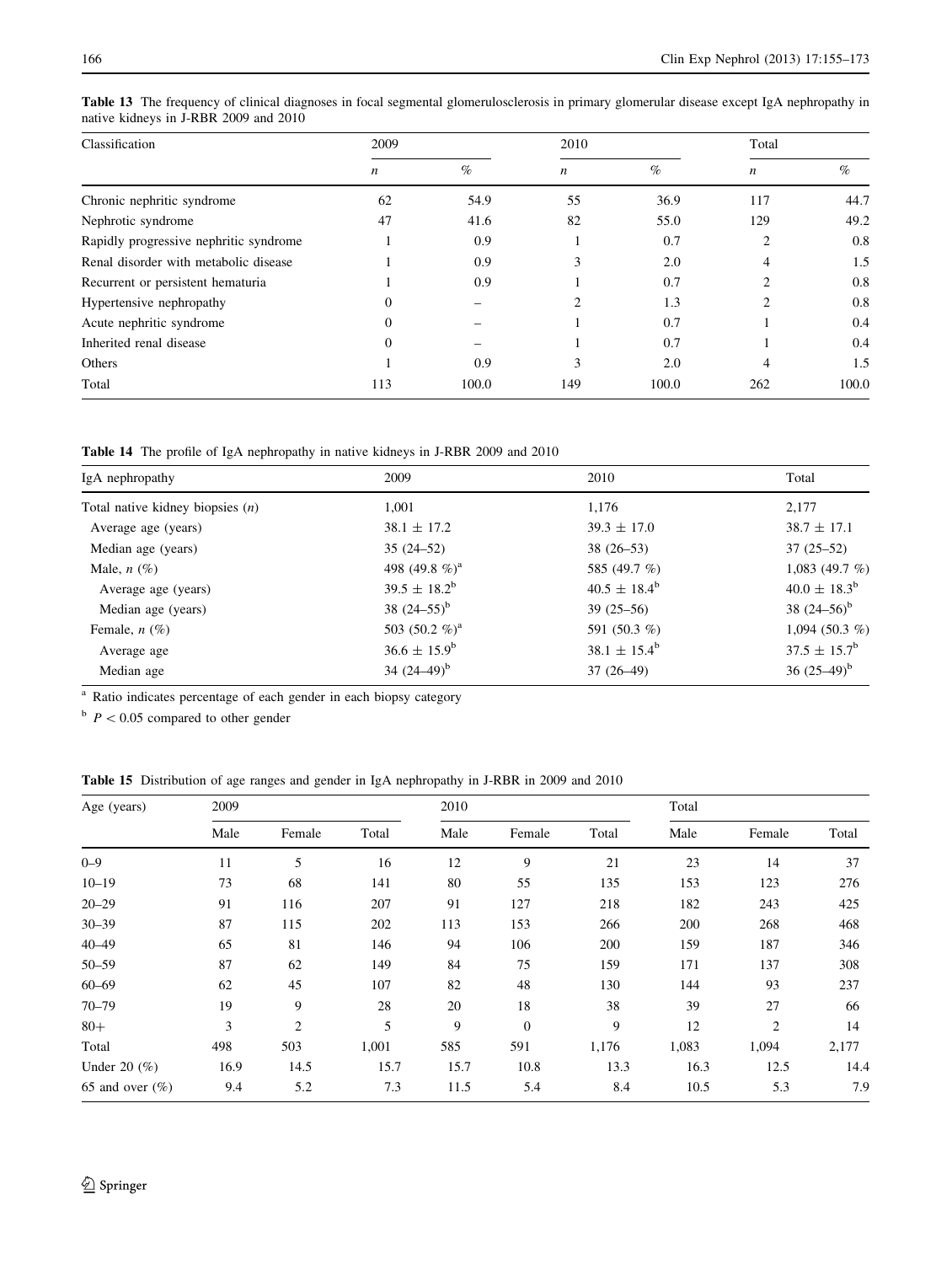**Table 13** The frequency of clinical diagnoses in focal segmental glomerulosclerosis in primary glomerular disease except IgA nephropathy in native kidneys in J-RBR 2009 and 2010

| Classification | 2009 | | 2010 | | Total | |
|---|---|---|---|---|---|---|
| | *n* | % | *n* | % | *n* | % |
| Chronic nephritic syndrome | 62 | 54.9 | 55 | 36.9 | 117 | 44.7 |
| Nephrotic syndrome | 47 | 41.6 | 82 | 55.0 | 129 | 49.2 |
| Rapidly progressive nephritic syndrome | 1 | 0.9 | 1 | 0.7 | 2 | 0.8 |
| Renal disorder with metabolic disease | 1 | 0.9 | 3 | 2.0 | 4 | 1.5 |
| Recurrent or persistent hematuria | 1 | 0.9 | 1 | 0.7 | 2 | 0.8 |
| Hypertensive nephropathy | 0 | – | 2 | 1.3 | 2 | 0.8 |
| Acute nephritic syndrome | 0 | – | 1 | 0.7 | 1 | 0.4 |
| Inherited renal disease | 0 | – | 1 | 0.7 | 1 | 0.4 |
| Others | 1 | 0.9 | 3 | 2.0 | 4 | 1.5 |
| Total | 113 | 100.0 | 149 | 100.0 | 262 | 100.0 |

**Table 14** The profile of IgA nephropathy in native kidneys in J-RBR 2009 and 2010

| IgA nephropathy | 2009 | 2010 | Total |
|---|---|---|---|
| Total native kidney biopsies (*n*) | 1,001 | 1,176 | 2,177 |
| Average age (years) | 38.1 ± 17.2 | 39.3 ± 17.0 | 38.7 ± 17.1 |
| Median age (years) | 35 (24–52) | 38 (26–53) | 37 (25–52) |
| Male, *n* (%) | 498 (49.8 %)[a] | 585 (49.7 %) | 1,083 (49.7 %) |
| Average age (years) | 39.5 ± 18.2[b] | 40.5 ± 18.4[b] | 40.0 ± 18.3[b] |
| Median age (years) | 38 (24–55)[b] | 39 (25–56) | 38 (24–56)[b] |
| Female, *n* (%) | 503 (50.2 %)[a] | 591 (50.3 %) | 1,094 (50.3 %) |
| Average age | 36.6 ± 15.9[b] | 38.1 ± 15.4[b] | 37.5 ± 15.7[b] |
| Median age | 34 (24–49)[b] | 37 (26–49) | 36 (25–49)[b] |

[a] Ratio indicates percentage of each gender in each biopsy category

[b] $P < 0.05$ compared to other gender

**Table 15** Distribution of age ranges and gender in IgA nephropathy in J-RBR in 2009 and 2010

| Age (years) | 2009 | | | 2010 | | | Total | | |
|---|---|---|---|---|---|---|---|---|---|
| | Male | Female | Total | Male | Female | Total | Male | Female | Total |
| 0–9 | 11 | 5 | 16 | 12 | 9 | 21 | 23 | 14 | 37 |
| 10–19 | 73 | 68 | 141 | 80 | 55 | 135 | 153 | 123 | 276 |
| 20–29 | 91 | 116 | 207 | 91 | 127 | 218 | 182 | 243 | 425 |
| 30–39 | 87 | 115 | 202 | 113 | 153 | 266 | 200 | 268 | 468 |
| 40–49 | 65 | 81 | 146 | 94 | 106 | 200 | 159 | 187 | 346 |
| 50–59 | 87 | 62 | 149 | 84 | 75 | 159 | 171 | 137 | 308 |
| 60–69 | 62 | 45 | 107 | 82 | 48 | 130 | 144 | 93 | 237 |
| 70–79 | 19 | 9 | 28 | 20 | 18 | 38 | 39 | 27 | 66 |
| 80+ | 3 | 2 | 5 | 9 | 0 | 9 | 12 | 2 | 14 |
| Total | 498 | 503 | 1,001 | 585 | 591 | 1,176 | 1,083 | 1,094 | 2,177 |
| Under 20 (%) | 16.9 | 14.5 | 15.7 | 15.7 | 10.8 | 13.3 | 16.3 | 12.5 | 14.4 |
| 65 and over (%) | 9.4 | 5.2 | 7.3 | 11.5 | 5.4 | 8.4 | 10.5 | 5.3 | 7.9 |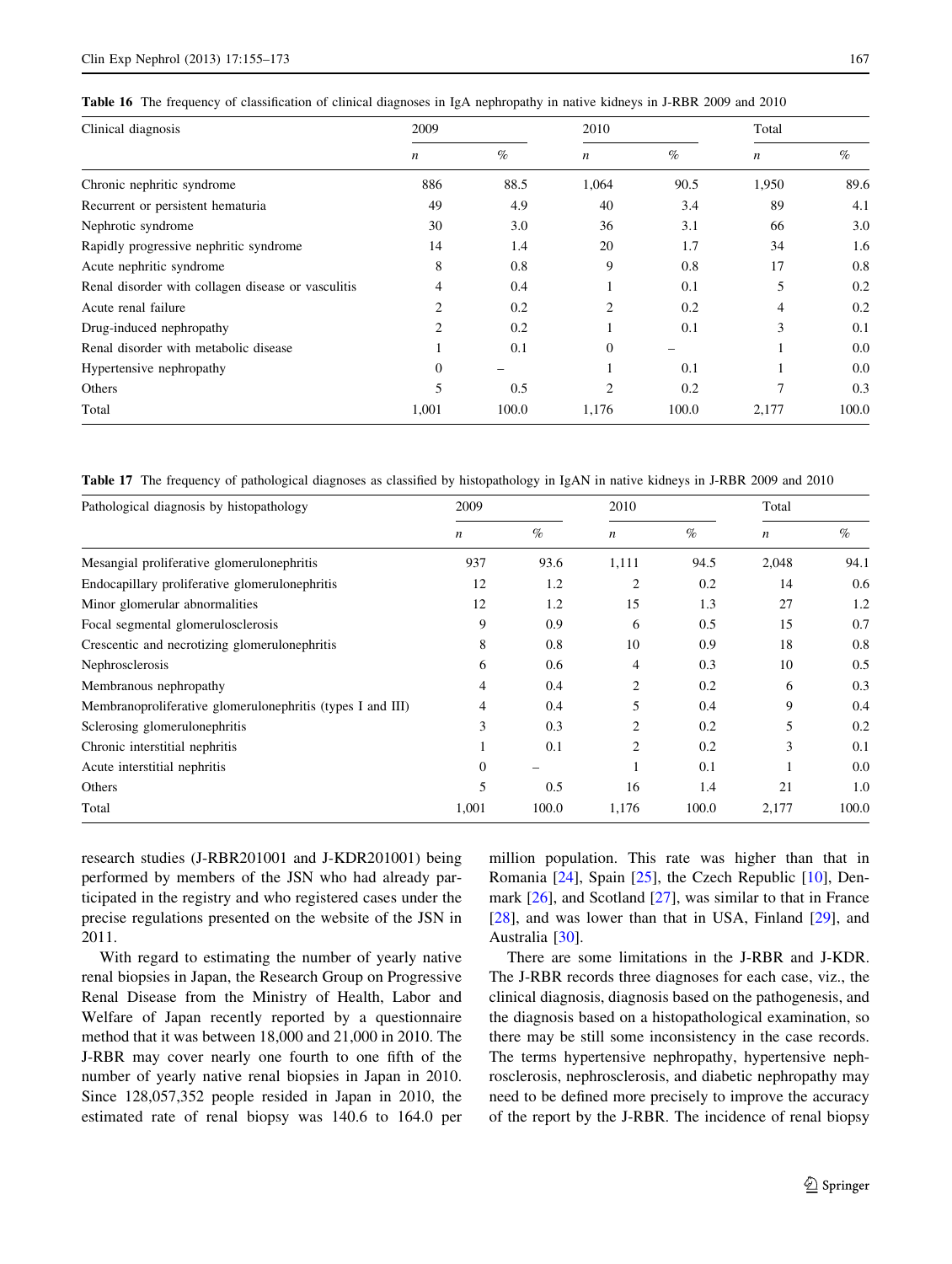Table 16 The frequency of classification of clinical diagnoses in IgA nephropathy in native kidneys in J-RBR 2009 and 2010

| Clinical diagnosis | 2009 | | 2010 | | Total | |
|---|---|---|---|---|---|---|
| | n | % | n | % | n | % |
| Chronic nephritic syndrome | 886 | 88.5 | 1,064 | 90.5 | 1,950 | 89.6 |
| Recurrent or persistent hematuria | 49 | 4.9 | 40 | 3.4 | 89 | 4.1 |
| Nephrotic syndrome | 30 | 3.0 | 36 | 3.1 | 66 | 3.0 |
| Rapidly progressive nephritic syndrome | 14 | 1.4 | 20 | 1.7 | 34 | 1.6 |
| Acute nephritic syndrome | 8 | 0.8 | 9 | 0.8 | 17 | 0.8 |
| Renal disorder with collagen disease or vasculitis | 4 | 0.4 | 1 | 0.1 | 5 | 0.2 |
| Acute renal failure | 2 | 0.2 | 2 | 0.2 | 4 | 0.2 |
| Drug-induced nephropathy | 2 | 0.2 | 1 | 0.1 | 3 | 0.1 |
| Renal disorder with metabolic disease | 1 | 0.1 | 0 | – | 1 | 0.0 |
| Hypertensive nephropathy | 0 | – | 1 | 0.1 | 1 | 0.0 |
| Others | 5 | 0.5 | 2 | 0.2 | 7 | 0.3 |
| Total | 1,001 | 100.0 | 1,176 | 100.0 | 2,177 | 100.0 |

Table 17 The frequency of pathological diagnoses as classified by histopathology in IgAN in native kidneys in J-RBR 2009 and 2010

| Pathological diagnosis by histopathology | 2009 | | 2010 | | Total | |
|---|---|---|---|---|---|---|
| | n | % | n | % | n | % |
| Mesangial proliferative glomerulonephritis | 937 | 93.6 | 1,111 | 94.5 | 2,048 | 94.1 |
| Endocapillary proliferative glomerulonephritis | 12 | 1.2 | 2 | 0.2 | 14 | 0.6 |
| Minor glomerular abnormalities | 12 | 1.2 | 15 | 1.3 | 27 | 1.2 |
| Focal segmental glomerulosclerosis | 9 | 0.9 | 6 | 0.5 | 15 | 0.7 |
| Crescentic and necrotizing glomerulonephritis | 8 | 0.8 | 10 | 0.9 | 18 | 0.8 |
| Nephrosclerosis | 6 | 0.6 | 4 | 0.3 | 10 | 0.5 |
| Membranous nephropathy | 4 | 0.4 | 2 | 0.2 | 6 | 0.3 |
| Membranoproliferative glomerulonephritis (types I and III) | 4 | 0.4 | 5 | 0.4 | 9 | 0.4 |
| Sclerosing glomerulonephritis | 3 | 0.3 | 2 | 0.2 | 5 | 0.2 |
| Chronic interstitial nephritis | 1 | 0.1 | 2 | 0.2 | 3 | 0.1 |
| Acute interstitial nephritis | 0 | – | 1 | 0.1 | 1 | 0.0 |
| Others | 5 | 0.5 | 16 | 1.4 | 21 | 1.0 |
| Total | 1,001 | 100.0 | 1,176 | 100.0 | 2,177 | 100.0 |

research studies (J-RBR201001 and J-KDR201001) being performed by members of the JSN who had already participated in the registry and who registered cases under the precise regulations presented on the website of the JSN in 2011.

With regard to estimating the number of yearly native renal biopsies in Japan, the Research Group on Progressive Renal Disease from the Ministry of Health, Labor and Welfare of Japan recently reported by a questionnaire method that it was between 18,000 and 21,000 in 2010. The J-RBR may cover nearly one fourth to one fifth of the number of yearly native renal biopsies in Japan in 2010. Since 128,057,352 people resided in Japan in 2010, the estimated rate of renal biopsy was 140.6 to 164.0 per million population. This rate was higher than that in Romania [24], Spain [25], the Czech Republic [10], Denmark [26], and Scotland [27], was similar to that in France [28], and was lower than that in USA, Finland [29], and Australia [30].

There are some limitations in the J-RBR and J-KDR. The J-RBR records three diagnoses for each case, viz., the clinical diagnosis, diagnosis based on the pathogenesis, and the diagnosis based on a histopathological examination, so there may be still some inconsistency in the case records. The terms hypertensive nephropathy, hypertensive nephrosclerosis, nephrosclerosis, and diabetic nephropathy may need to be defined more precisely to improve the accuracy of the report by the J-RBR. The incidence of renal biopsy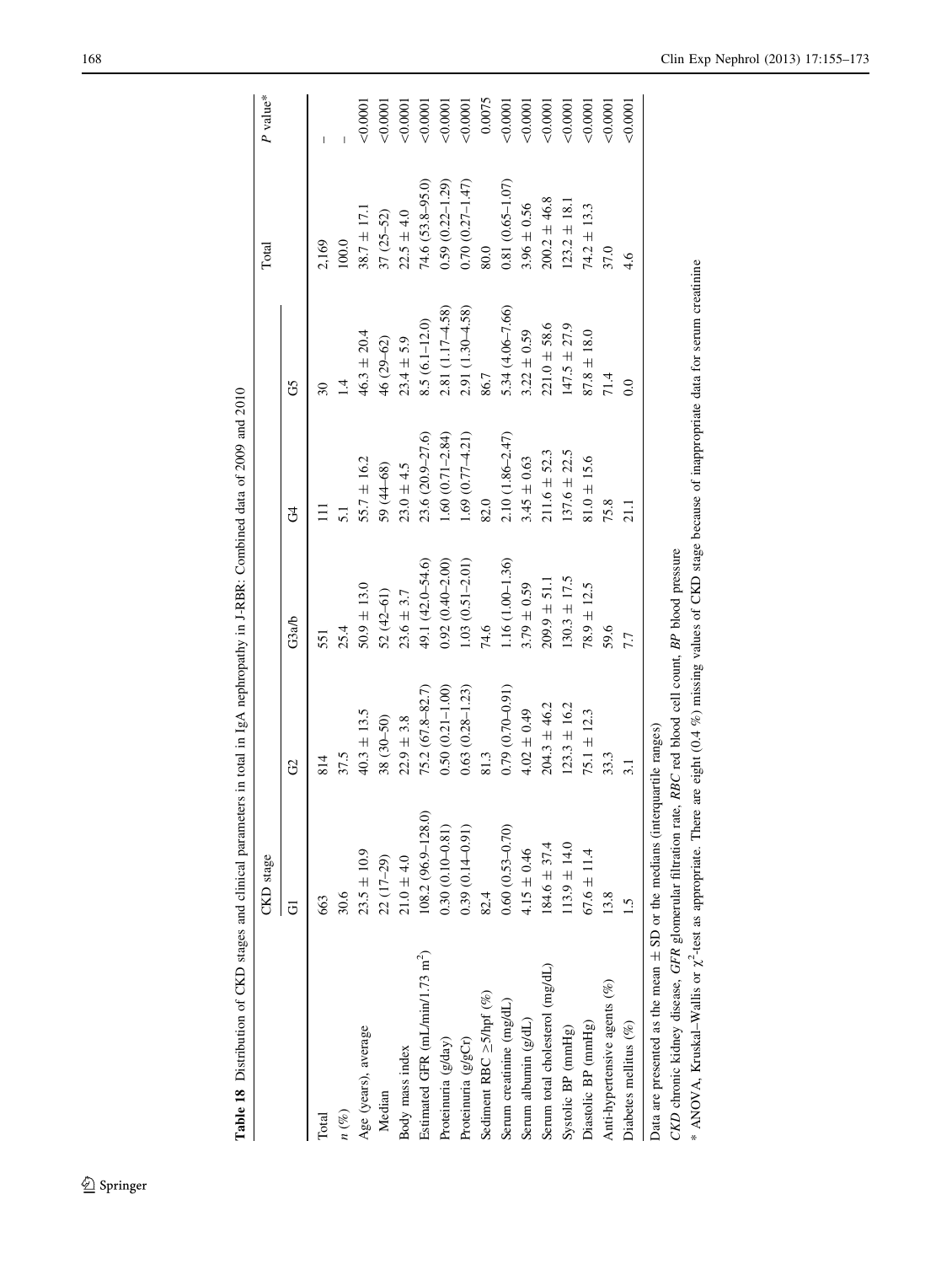**Table 18** Distribution of CKD stages and clinical parameters in total in IgA nephropathy in J-RBR: Combined data of 2009 and 2010

| | CKD stage | | | | | Total | *P* value* |
|---|---|---|---|---|---|---|---|
| | G1 | G2 | G3a/b | G4 | G5 | | |
| Total | 663 | 814 | 551 | 111 | 30 | 2,169 | – |
| *n* (%) | 30.6 | 37.5 | 25.4 | 5.1 | 1.4 | 100.0 | – |
| Age (years), average | 23.5 ± 10.9 | 40.3 ± 13.5 | 50.9 ± 13.0 | 55.7 ± 16.2 | 46.3 ± 20.4 | 38.7 ± 17.1 | <0.0001 |
| Median | 22 (17–29) | 38 (30–50) | 52 (42–61) | 59 (44–68) | 46 (29–62) | 37 (25–52) | <0.0001 |
| Body mass index | 21.0 ± 4.0 | 22.9 ± 3.8 | 23.6 ± 3.7 | 23.0 ± 4.5 | 23.4 ± 5.9 | 22.5 ± 4.0 | <0.0001 |
| Estimated GFR (mL/min/1.73 m$^2$) | 108.2 (96.9–128.0) | 75.2 (67.8–82.7) | 49.1 (42.0–54.6) | 23.6 (20.9–27.6) | 8.5 (6.1–12.0) | 74.6 (53.8–95.0) | <0.0001 |
| Proteinuria (g/day) | 0.30 (0.10–0.81) | 0.50 (0.21–1.00) | 0.92 (0.40–2.00) | 1.60 (0.71–2.84) | 2.81 (1.17–4.58) | 0.59 (0.22–1.29) | <0.0001 |
| Proteinuria (g/gCr) | 0.39 (0.14–0.91) | 0.63 (0.28–1.23) | 1.03 (0.51–2.01) | 1.69 (0.77–4.21) | 2.91 (1.30–4.58) | 0.70 (0.27–1.47) | <0.0001 |
| Sediment RBC ≥5/hpf (%) | 82.4 | 81.3 | 74.6 | 82.0 | 86.7 | 80.0 | 0.0075 |
| Serum creatinine (mg/dL) | 0.60 (0.53–0.70) | 0.79 (0.70–0.91) | 1.16 (1.00–1.36) | 2.10 (1.86–2.47) | 5.34 (4.06–7.66) | 0.81 (0.65–1.07) | <0.0001 |
| Serum albumin (g/dL) | 4.15 ± 0.46 | 4.02 ± 0.49 | 3.79 ± 0.59 | 3.45 ± 0.63 | 3.22 ± 0.59 | 3.96 ± 0.56 | <0.0001 |
| Serum total cholesterol (mg/dL) | 184.6 ± 37.4 | 204.3 ± 46.2 | 209.9 ± 51.1 | 211.6 ± 52.3 | 221.0 ± 58.6 | 200.2 ± 46.8 | <0.0001 |
| Systolic BP (mmHg) | 113.9 ± 14.0 | 123.3 ± 16.2 | 130.3 ± 17.5 | 137.6 ± 22.5 | 147.5 ± 27.9 | 123.2 ± 18.1 | <0.0001 |
| Diastolic BP (mmHg) | 67.6 ± 11.4 | 75.1 ± 12.3 | 78.9 ± 12.5 | 81.0 ± 15.6 | 87.8 ± 18.0 | 74.2 ± 13.3 | <0.0001 |
| Anti-hypertensive agents (%) | 13.8 | 33.3 | 59.6 | 75.8 | 71.4 | 37.0 | <0.0001 |
| Diabetes mellitus (%) | 1.5 | 3.1 | 7.7 | 21.1 | 0.0 | 4.6 | <0.0001 |

Data are presented as the mean ± SD or the medians (interquartile ranges)

*CKD* chronic kidney disease, *GFR* glomerular filtration rate, *RBC* red blood cell count, *BP* blood pressure

\* ANOVA, Kruskal–Wallis or $\chi^2$-test as appropriate. There are eight (0.4 %) missing values of CKD stage because of inappropriate data for serum creatinine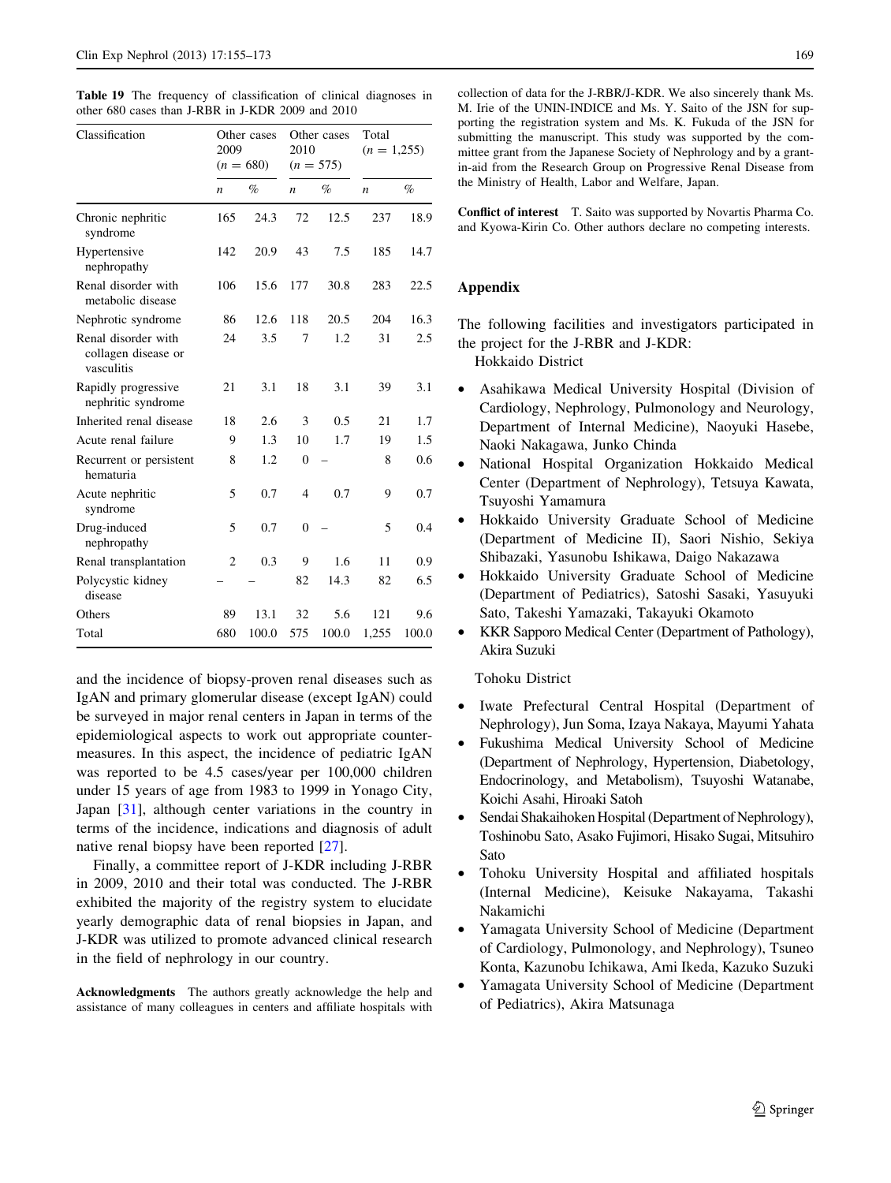**Table 19** The frequency of classification of clinical diagnoses in other 680 cases than J-RBR in J-KDR 2009 and 2010

| Classification | Other cases 2009 (n = 680) | | Other cases 2010 (n = 575) | | Total (n = 1,255) | |
|---|---|---|---|---|---|---|
| | n | % | n | % | n | % |
| Chronic nephritic syndrome | 165 | 24.3 | 72 | 12.5 | 237 | 18.9 |
| Hypertensive nephropathy | 142 | 20.9 | 43 | 7.5 | 185 | 14.7 |
| Renal disorder with metabolic disease | 106 | 15.6 | 177 | 30.8 | 283 | 22.5 |
| Nephrotic syndrome | 86 | 12.6 | 118 | 20.5 | 204 | 16.3 |
| Renal disorder with collagen disease or vasculitis | 24 | 3.5 | 7 | 1.2 | 31 | 2.5 |
| Rapidly progressive nephritic syndrome | 21 | 3.1 | 18 | 3.1 | 39 | 3.1 |
| Inherited renal disease | 18 | 2.6 | 3 | 0.5 | 21 | 1.7 |
| Acute renal failure | 9 | 1.3 | 10 | 1.7 | 19 | 1.5 |
| Recurrent or persistent hematuria | 8 | 1.2 | 0 | – | 8 | 0.6 |
| Acute nephritic syndrome | 5 | 0.7 | 4 | 0.7 | 9 | 0.7 |
| Drug-induced nephropathy | 5 | 0.7 | 0 | – | 5 | 0.4 |
| Renal transplantation | 2 | 0.3 | 9 | 1.6 | 11 | 0.9 |
| Polycystic kidney disease | – | – | 82 | 14.3 | 82 | 6.5 |
| Others | 89 | 13.1 | 32 | 5.6 | 121 | 9.6 |
| Total | 680 | 100.0 | 575 | 100.0 | 1,255 | 100.0 |

and the incidence of biopsy-proven renal diseases such as IgAN and primary glomerular disease (except IgAN) could be surveyed in major renal centers in Japan in terms of the epidemiological aspects to work out appropriate countermeasures. In this aspect, the incidence of pediatric IgAN was reported to be 4.5 cases/year per 100,000 children under 15 years of age from 1983 to 1999 in Yonago City, Japan [31], although center variations in the country in terms of the incidence, indications and diagnosis of adult native renal biopsy have been reported [27].

Finally, a committee report of J-KDR including J-RBR in 2009, 2010 and their total was conducted. The J-RBR exhibited the majority of the registry system to elucidate yearly demographic data of renal biopsies in Japan, and J-KDR was utilized to promote advanced clinical research in the field of nephrology in our country.

**Acknowledgments** The authors greatly acknowledge the help and assistance of many colleagues in centers and affiliate hospitals with collection of data for the J-RBR/J-KDR. We also sincerely thank Ms. M. Irie of the UNIN-INDICE and Ms. Y. Saito of the JSN for supporting the registration system and Ms. K. Fukuda of the JSN for submitting the manuscript. This study was supported by the committee grant from the Japanese Society of Nephrology and by a grant-in-aid from the Research Group on Progressive Renal Disease from the Ministry of Health, Labor and Welfare, Japan.

**Conflict of interest** T. Saito was supported by Novartis Pharma Co. and Kyowa-Kirin Co. Other authors declare no competing interests.

## Appendix

The following facilities and investigators participated in the project for the J-RBR and J-KDR:

Hokkaido District

- Asahikawa Medical University Hospital (Division of Cardiology, Nephrology, Pulmonology and Neurology, Department of Internal Medicine), Naoyuki Hasebe, Naoki Nakagawa, Junko Chinda
- National Hospital Organization Hokkaido Medical Center (Department of Nephrology), Tetsuya Kawata, Tsuyoshi Yamamura
- Hokkaido University Graduate School of Medicine (Department of Medicine II), Saori Nishio, Sekiya Shibazaki, Yasunobu Ishikawa, Daigo Nakazawa
- Hokkaido University Graduate School of Medicine (Department of Pediatrics), Satoshi Sasaki, Yasuyuki Sato, Takeshi Yamazaki, Takayuki Okamoto
- KKR Sapporo Medical Center (Department of Pathology), Akira Suzuki

Tohoku District

- Iwate Prefectural Central Hospital (Department of Nephrology), Jun Soma, Izaya Nakaya, Mayumi Yahata
- Fukushima Medical University School of Medicine (Department of Nephrology, Hypertension, Diabetology, Endocrinology, and Metabolism), Tsuyoshi Watanabe, Koichi Asahi, Hiroaki Satoh
- Sendai Shakaihoken Hospital (Department of Nephrology), Toshinobu Sato, Asako Fujimori, Hisako Sugai, Mitsuhiro Sato
- Tohoku University Hospital and affiliated hospitals (Internal Medicine), Keisuke Nakayama, Takashi Nakamichi
- Yamagata University School of Medicine (Department of Cardiology, Pulmonology, and Nephrology), Tsuneo Konta, Kazunobu Ichikawa, Ami Ikeda, Kazuko Suzuki
- Yamagata University School of Medicine (Department of Pediatrics), Akira Matsunaga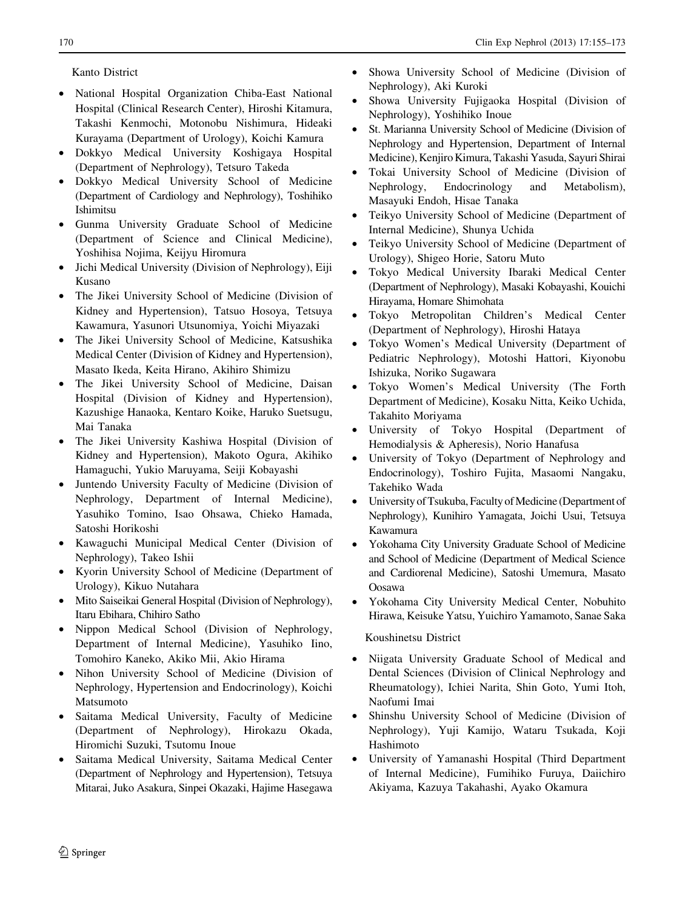Kanto District

- National Hospital Organization Chiba-East National Hospital (Clinical Research Center), Hiroshi Kitamura, Takashi Kenmochi, Motonobu Nishimura, Hideaki Kurayama (Department of Urology), Koichi Kamura
- Dokkyo Medical University Koshigaya Hospital (Department of Nephrology), Tetsuro Takeda
- Dokkyo Medical University School of Medicine (Department of Cardiology and Nephrology), Toshihiko Ishimitsu
- Gunma University Graduate School of Medicine (Department of Science and Clinical Medicine), Yoshihisa Nojima, Keijyu Hiromura
- Jichi Medical University (Division of Nephrology), Eiji Kusano
- The Jikei University School of Medicine (Division of Kidney and Hypertension), Tatsuo Hosoya, Tetsuya Kawamura, Yasunori Utsunomiya, Yoichi Miyazaki
- The Jikei University School of Medicine, Katsushika Medical Center (Division of Kidney and Hypertension), Masato Ikeda, Keita Hirano, Akihiro Shimizu
- The Jikei University School of Medicine, Daisan Hospital (Division of Kidney and Hypertension), Kazushige Hanaoka, Kentaro Koike, Haruko Suetsugu, Mai Tanaka
- The Jikei University Kashiwa Hospital (Division of Kidney and Hypertension), Makoto Ogura, Akihiko Hamaguchi, Yukio Maruyama, Seiji Kobayashi
- Juntendo University Faculty of Medicine (Division of Nephrology, Department of Internal Medicine), Yasuhiko Tomino, Isao Ohsawa, Chieko Hamada, Satoshi Horikoshi
- Kawaguchi Municipal Medical Center (Division of Nephrology), Takeo Ishii
- Kyorin University School of Medicine (Department of Urology), Kikuo Nutahara
- Mito Saiseikai General Hospital (Division of Nephrology), Itaru Ebihara, Chihiro Satho
- Nippon Medical School (Division of Nephrology, Department of Internal Medicine), Yasuhiko Iino, Tomohiro Kaneko, Akiko Mii, Akio Hirama
- Nihon University School of Medicine (Division of Nephrology, Hypertension and Endocrinology), Koichi Matsumoto
- Saitama Medical University, Faculty of Medicine (Department of Nephrology), Hirokazu Okada, Hiromichi Suzuki, Tsutomu Inoue
- Saitama Medical University, Saitama Medical Center (Department of Nephrology and Hypertension), Tetsuya Mitarai, Juko Asakura, Sinpei Okazaki, Hajime Hasegawa
- Showa University School of Medicine (Division of Nephrology), Aki Kuroki
- Showa University Fujigaoka Hospital (Division of Nephrology), Yoshihiko Inoue
- St. Marianna University School of Medicine (Division of Nephrology and Hypertension, Department of Internal Medicine), Kenjiro Kimura, Takashi Yasuda, Sayuri Shirai
- Tokai University School of Medicine (Division of Nephrology, Endocrinology and Metabolism), Masayuki Endoh, Hisae Tanaka
- Teikyo University School of Medicine (Department of Internal Medicine), Shunya Uchida
- Teikyo University School of Medicine (Department of Urology), Shigeo Horie, Satoru Muto
- Tokyo Medical University Ibaraki Medical Center (Department of Nephrology), Masaki Kobayashi, Kouichi Hirayama, Homare Shimohata
- Tokyo Metropolitan Children's Medical Center (Department of Nephrology), Hiroshi Hataya
- Tokyo Women's Medical University (Department of Pediatric Nephrology), Motoshi Hattori, Kiyonobu Ishizuka, Noriko Sugawara
- Tokyo Women's Medical University (The Forth Department of Medicine), Kosaku Nitta, Keiko Uchida, Takahito Moriyama
- University of Tokyo Hospital (Department of Hemodialysis & Apheresis), Norio Hanafusa
- University of Tokyo (Department of Nephrology and Endocrinology), Toshiro Fujita, Masaomi Nangaku, Takehiko Wada
- University of Tsukuba, Faculty of Medicine (Department of Nephrology), Kunihiro Yamagata, Joichi Usui, Tetsuya Kawamura
- Yokohama City University Graduate School of Medicine and School of Medicine (Department of Medical Science and Cardiorenal Medicine), Satoshi Umemura, Masato Oosawa
- Yokohama City University Medical Center, Nobuhito Hirawa, Keisuke Yatsu, Yuichiro Yamamoto, Sanae Saka

Koushinetsu District

- Niigata University Graduate School of Medical and Dental Sciences (Division of Clinical Nephrology and Rheumatology), Ichiei Narita, Shin Goto, Yumi Itoh, Naofumi Imai
- Shinshu University School of Medicine (Division of Nephrology), Yuji Kamijo, Wataru Tsukada, Koji Hashimoto
- University of Yamanashi Hospital (Third Department of Internal Medicine), Fumihiko Furuya, Daiichiro Akiyama, Kazuya Takahashi, Ayako Okamura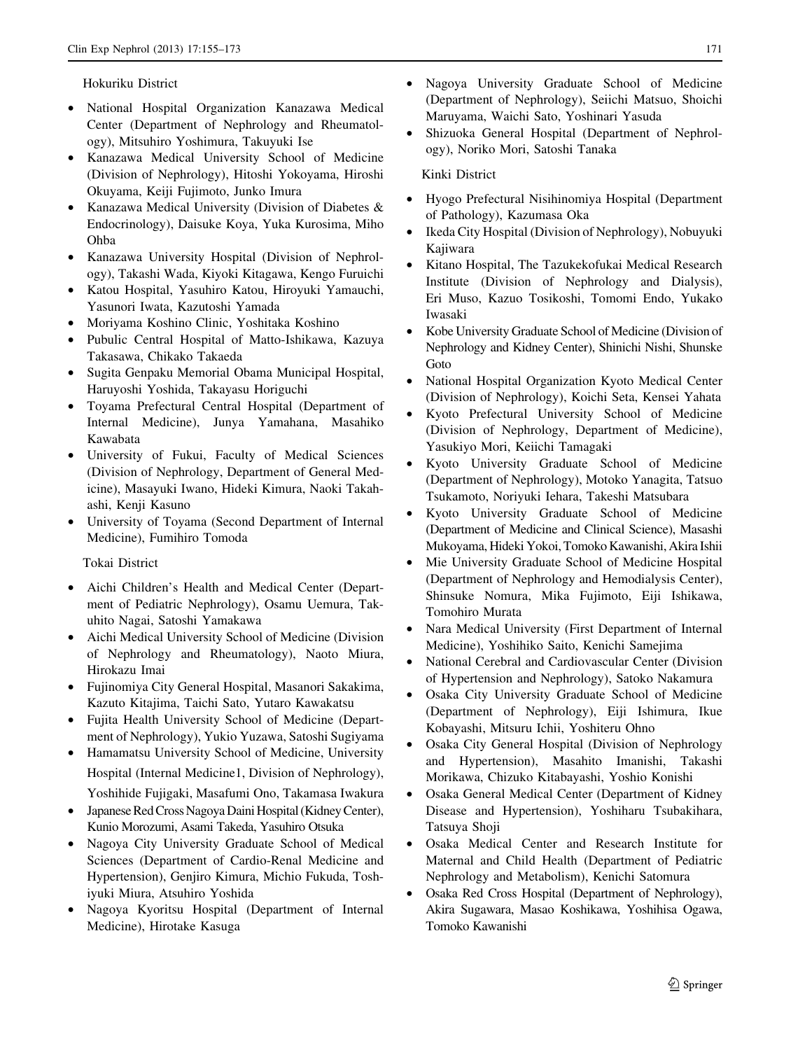Hokuriku District

- National Hospital Organization Kanazawa Medical Center (Department of Nephrology and Rheumatology), Mitsuhiro Yoshimura, Takuyuki Ise
- Kanazawa Medical University School of Medicine (Division of Nephrology), Hitoshi Yokoyama, Hiroshi Okuyama, Keiji Fujimoto, Junko Imura
- Kanazawa Medical University (Division of Diabetes & Endocrinology), Daisuke Koya, Yuka Kurosima, Miho Ohba
- Kanazawa University Hospital (Division of Nephrology), Takashi Wada, Kiyoki Kitagawa, Kengo Furuichi
- Katou Hospital, Yasuhiro Katou, Hiroyuki Yamauchi, Yasunori Iwata, Kazutoshi Yamada
- Moriyama Koshino Clinic, Yoshitaka Koshino
- Pubulic Central Hospital of Matto-Ishikawa, Kazuya Takasawa, Chikako Takaeda
- Sugita Genpaku Memorial Obama Municipal Hospital, Haruyoshi Yoshida, Takayasu Horiguchi
- Toyama Prefectural Central Hospital (Department of Internal Medicine), Junya Yamahana, Masahiko Kawabata
- University of Fukui, Faculty of Medical Sciences (Division of Nephrology, Department of General Medicine), Masayuki Iwano, Hideki Kimura, Naoki Takahashi, Kenji Kasuno
- University of Toyama (Second Department of Internal Medicine), Fumihiro Tomoda

Tokai District

- Aichi Children's Health and Medical Center (Department of Pediatric Nephrology), Osamu Uemura, Takuhito Nagai, Satoshi Yamakawa
- Aichi Medical University School of Medicine (Division of Nephrology and Rheumatology), Naoto Miura, Hirokazu Imai
- Fujinomiya City General Hospital, Masanori Sakakima, Kazuto Kitajima, Taichi Sato, Yutaro Kawakatsu
- Fujita Health University School of Medicine (Department of Nephrology), Yukio Yuzawa, Satoshi Sugiyama
- Hamamatsu University School of Medicine, University Hospital (Internal Medicine1, Division of Nephrology), Yoshihide Fujigaki, Masafumi Ono, Takamasa Iwakura
- Japanese Red Cross Nagoya Daini Hospital (Kidney Center), Kunio Morozumi, Asami Takeda, Yasuhiro Otsuka
- Nagoya City University Graduate School of Medical Sciences (Department of Cardio-Renal Medicine and Hypertension), Genjiro Kimura, Michio Fukuda, Toshiyuki Miura, Atsuhiro Yoshida
- Nagoya Kyoritsu Hospital (Department of Internal Medicine), Hirotake Kasuga
- Nagoya University Graduate School of Medicine (Department of Nephrology), Seiichi Matsuo, Shoichi Maruyama, Waichi Sato, Yoshinari Yasuda
- Shizuoka General Hospital (Department of Nephrology), Noriko Mori, Satoshi Tanaka

Kinki District

- Hyogo Prefectural Nisihinomiya Hospital (Department of Pathology), Kazumasa Oka
- Ikeda City Hospital (Division of Nephrology), Nobuyuki Kajiwara
- Kitano Hospital, The Tazukekofukai Medical Research Institute (Division of Nephrology and Dialysis), Eri Muso, Kazuo Tosikoshi, Tomomi Endo, Yukako Iwasaki
- Kobe University Graduate School of Medicine (Division of Nephrology and Kidney Center), Shinichi Nishi, Shunske Goto
- National Hospital Organization Kyoto Medical Center (Division of Nephrology), Koichi Seta, Kensei Yahata
- Kyoto Prefectural University School of Medicine (Division of Nephrology, Department of Medicine), Yasukiyo Mori, Keiichi Tamagaki
- Kyoto University Graduate School of Medicine (Department of Nephrology), Motoko Yanagita, Tatsuo Tsukamoto, Noriyuki Iehara, Takeshi Matsubara
- Kyoto University Graduate School of Medicine (Department of Medicine and Clinical Science), Masashi Mukoyama, Hideki Yokoi, Tomoko Kawanishi, Akira Ishii
- Mie University Graduate School of Medicine Hospital (Department of Nephrology and Hemodialysis Center), Shinsuke Nomura, Mika Fujimoto, Eiji Ishikawa, Tomohiro Murata
- Nara Medical University (First Department of Internal Medicine), Yoshihiko Saito, Kenichi Samejima
- National Cerebral and Cardiovascular Center (Division of Hypertension and Nephrology), Satoko Nakamura
- Osaka City University Graduate School of Medicine (Department of Nephrology), Eiji Ishimura, Ikue Kobayashi, Mitsuru Ichii, Yoshiteru Ohno
- Osaka City General Hospital (Division of Nephrology and Hypertension), Masahito Imanishi, Takashi Morikawa, Chizuko Kitabayashi, Yoshio Konishi
- Osaka General Medical Center (Department of Kidney Disease and Hypertension), Yoshiharu Tsubakihara, Tatsuya Shoji
- Osaka Medical Center and Research Institute for Maternal and Child Health (Department of Pediatric Nephrology and Metabolism), Kenichi Satomura
- Osaka Red Cross Hospital (Department of Nephrology), Akira Sugawara, Masao Koshikawa, Yoshihisa Ogawa, Tomoko Kawanishi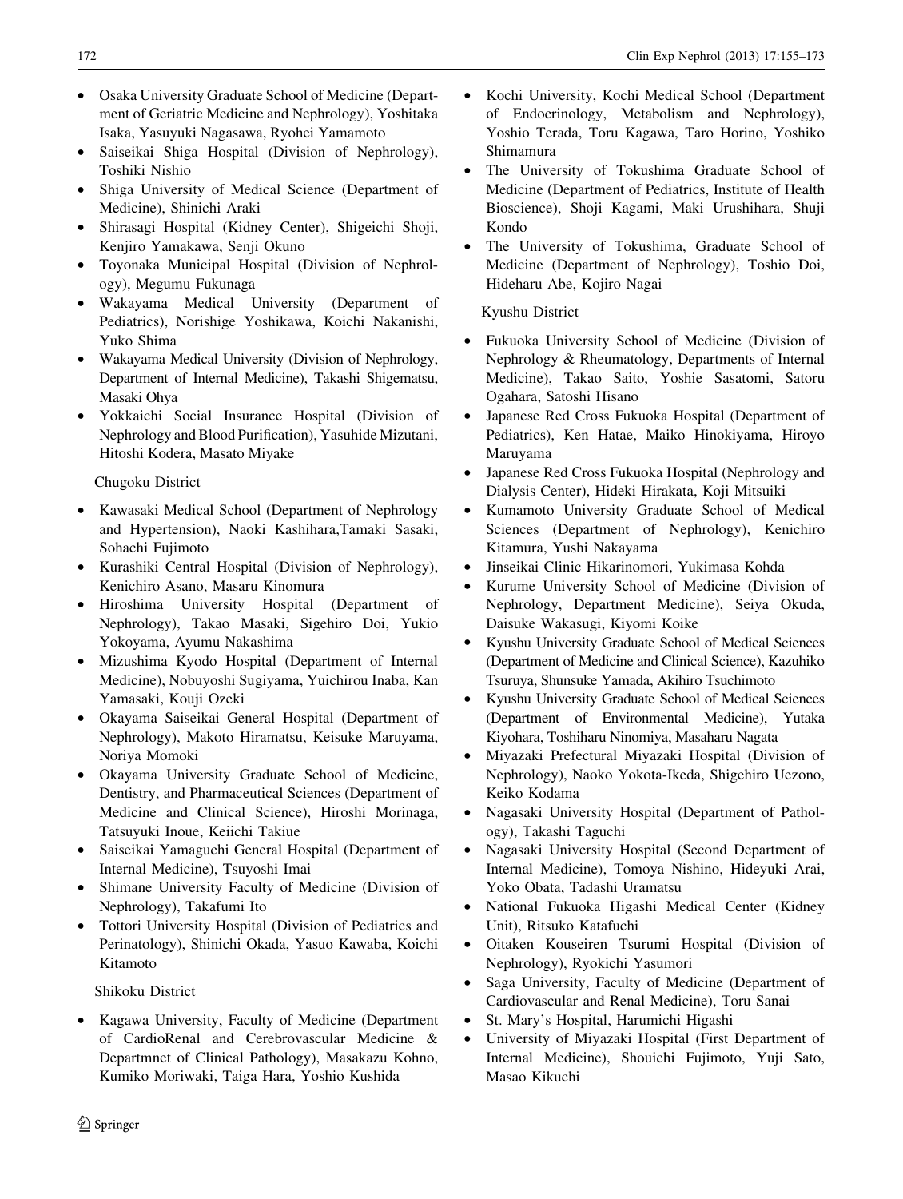- Osaka University Graduate School of Medicine (Department of Geriatric Medicine and Nephrology), Yoshitaka Isaka, Yasuyuki Nagasawa, Ryohei Yamamoto
- Saiseikai Shiga Hospital (Division of Nephrology), Toshiki Nishio
- Shiga University of Medical Science (Department of Medicine), Shinichi Araki
- Shirasagi Hospital (Kidney Center), Shigeichi Shoji, Kenjiro Yamakawa, Senji Okuno
- Toyonaka Municipal Hospital (Division of Nephrology), Megumu Fukunaga
- Wakayama Medical University (Department of Pediatrics), Norishige Yoshikawa, Koichi Nakanishi, Yuko Shima
- Wakayama Medical University (Division of Nephrology, Department of Internal Medicine), Takashi Shigematsu, Masaki Ohya
- Yokkaichi Social Insurance Hospital (Division of Nephrology and Blood Purification), Yasuhide Mizutani, Hitoshi Kodera, Masato Miyake

Chugoku District

- Kawasaki Medical School (Department of Nephrology and Hypertension), Naoki Kashihara,Tamaki Sasaki, Sohachi Fujimoto
- Kurashiki Central Hospital (Division of Nephrology), Kenichiro Asano, Masaru Kinomura
- Hiroshima University Hospital (Department of Nephrology), Takao Masaki, Sigehiro Doi, Yukio Yokoyama, Ayumu Nakashima
- Mizushima Kyodo Hospital (Department of Internal Medicine), Nobuyoshi Sugiyama, Yuichirou Inaba, Kan Yamasaki, Kouji Ozeki
- Okayama Saiseikai General Hospital (Department of Nephrology), Makoto Hiramatsu, Keisuke Maruyama, Noriya Momoki
- Okayama University Graduate School of Medicine, Dentistry, and Pharmaceutical Sciences (Department of Medicine and Clinical Science), Hiroshi Morinaga, Tatsuyuki Inoue, Keiichi Takiue
- Saiseikai Yamaguchi General Hospital (Department of Internal Medicine), Tsuyoshi Imai
- Shimane University Faculty of Medicine (Division of Nephrology), Takafumi Ito
- Tottori University Hospital (Division of Pediatrics and Perinatology), Shinichi Okada, Yasuo Kawaba, Koichi Kitamoto

Shikoku District

- Kagawa University, Faculty of Medicine (Department of CardioRenal and Cerebrovascular Medicine & Departmnet of Clinical Pathology), Masakazu Kohno, Kumiko Moriwaki, Taiga Hara, Yoshio Kushida
- Kochi University, Kochi Medical School (Department of Endocrinology, Metabolism and Nephrology), Yoshio Terada, Toru Kagawa, Taro Horino, Yoshiko Shimamura
- The University of Tokushima Graduate School of Medicine (Department of Pediatrics, Institute of Health Bioscience), Shoji Kagami, Maki Urushihara, Shuji Kondo
- The University of Tokushima, Graduate School of Medicine (Department of Nephrology), Toshio Doi, Hideharu Abe, Kojiro Nagai

Kyushu District

- Fukuoka University School of Medicine (Division of Nephrology & Rheumatology, Departments of Internal Medicine), Takao Saito, Yoshie Sasatomi, Satoru Ogahara, Satoshi Hisano
- Japanese Red Cross Fukuoka Hospital (Department of Pediatrics), Ken Hatae, Maiko Hinokiyama, Hiroyo Maruyama
- Japanese Red Cross Fukuoka Hospital (Nephrology and Dialysis Center), Hideki Hirakata, Koji Mitsuiki
- Kumamoto University Graduate School of Medical Sciences (Department of Nephrology), Kenichiro Kitamura, Yushi Nakayama
- Jinseikai Clinic Hikarinomori, Yukimasa Kohda
- Kurume University School of Medicine (Division of Nephrology, Department Medicine), Seiya Okuda, Daisuke Wakasugi, Kiyomi Koike
- Kyushu University Graduate School of Medical Sciences (Department of Medicine and Clinical Science), Kazuhiko Tsuruya, Shunsuke Yamada, Akihiro Tsuchimoto
- Kyushu University Graduate School of Medical Sciences (Department of Environmental Medicine), Yutaka Kiyohara, Toshiharu Ninomiya, Masaharu Nagata
- Miyazaki Prefectural Miyazaki Hospital (Division of Nephrology), Naoko Yokota-Ikeda, Shigehiro Uezono, Keiko Kodama
- Nagasaki University Hospital (Department of Pathology), Takashi Taguchi
- Nagasaki University Hospital (Second Department of Internal Medicine), Tomoya Nishino, Hideyuki Arai, Yoko Obata, Tadashi Uramatsu
- National Fukuoka Higashi Medical Center (Kidney Unit), Ritsuko Katafuchi
- Oitaken Kouseiren Tsurumi Hospital (Division of Nephrology), Ryokichi Yasumori
- Saga University, Faculty of Medicine (Department of Cardiovascular and Renal Medicine), Toru Sanai
- St. Mary's Hospital, Harumichi Higashi
- University of Miyazaki Hospital (First Department of Internal Medicine), Shouichi Fujimoto, Yuji Sato, Masao Kikuchi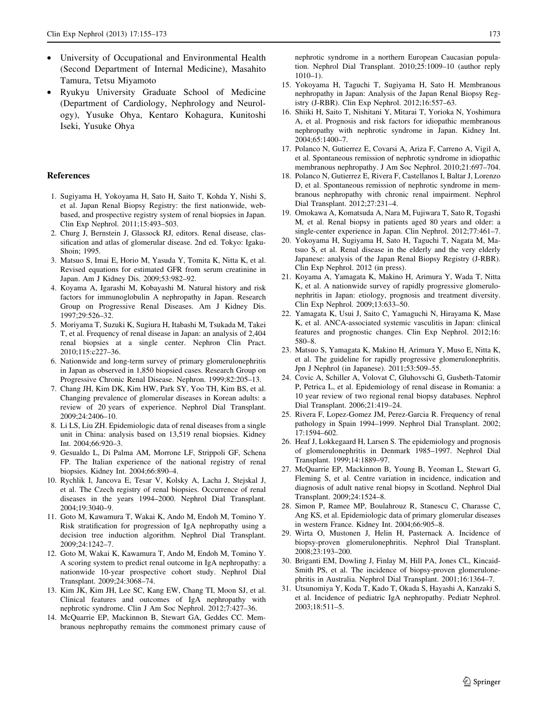- University of Occupational and Environmental Health (Second Department of Internal Medicine), Masahito Tamura, Tetsu Miyamoto
- Ryukyu University Graduate School of Medicine (Department of Cardiology, Nephrology and Neurology), Yusuke Ohya, Kentaro Kohagura, Kunitoshi Iseki, Yusuke Ohya

## References

1. Sugiyama H, Yokoyama H, Sato H, Saito T, Kohda Y, Nishi S, et al. Japan Renal Biopsy Registry: the first nationwide, web-based, and prospective registry system of renal biopsies in Japan. Clin Exp Nephrol. 2011;15:493–503.
2. Churg J, Bernstein J, Glassock RJ, editors. Renal disease, classification and atlas of glomerular disease. 2nd ed. Tokyo: Igaku-Shoin; 1995.
3. Matsuo S, Imai E, Horio M, Yasuda Y, Tomita K, Nitta K, et al. Revised equations for estimated GFR from serum creatinine in Japan. Am J Kidney Dis. 2009;53:982–92.
4. Koyama A, Igarashi M, Kobayashi M. Natural history and risk factors for immunoglobulin A nephropathy in Japan. Research Group on Progressive Renal Diseases. Am J Kidney Dis. 1997;29:526–32.
5. Moriyama T, Suzuki K, Sugiura H, Itabashi M, Tsukada M, Takei T, et al. Frequency of renal disease in Japan: an analysis of 2,404 renal biopsies at a single center. Nephron Clin Pract. 2010;115:c227–36.
6. Nationwide and long-term survey of primary glomerulonephritis in Japan as observed in 1,850 biopsied cases. Research Group on Progressive Chronic Renal Disease. Nephron. 1999;82:205–13.
7. Chang JH, Kim DK, Kim HW, Park SY, Yoo TH, Kim BS, et al. Changing prevalence of glomerular diseases in Korean adults: a review of 20 years of experience. Nephrol Dial Transplant. 2009;24:2406–10.
8. Li LS, Liu ZH. Epidemiologic data of renal diseases from a single unit in China: analysis based on 13,519 renal biopsies. Kidney Int. 2004;66:920–3.
9. Gesualdo L, Di Palma AM, Morrone LF, Strippoli GF, Schena FP. The Italian experience of the national registry of renal biopsies. Kidney Int. 2004;66:890–4.
10. Rychlik I, Jancova E, Tesar V, Kolsky A, Lacha J, Stejskal J, et al. The Czech registry of renal biopsies. Occurrence of renal diseases in the years 1994–2000. Nephrol Dial Transplant. 2004;19:3040–9.
11. Goto M, Kawamura T, Wakai K, Ando M, Endoh M, Tomino Y. Risk stratification for progression of IgA nephropathy using a decision tree induction algorithm. Nephrol Dial Transplant. 2009;24:1242–7.
12. Goto M, Wakai K, Kawamura T, Ando M, Endoh M, Tomino Y. A scoring system to predict renal outcome in IgA nephropathy: a nationwide 10-year prospective cohort study. Nephrol Dial Transplant. 2009;24:3068–74.
13. Kim JK, Kim JH, Lee SC, Kang EW, Chang TI, Moon SJ, et al. Clinical features and outcomes of IgA nephropathy with nephrotic syndrome. Clin J Am Soc Nephrol. 2012;7:427–36.
14. McQuarrie EP, Mackinnon B, Stewart GA, Geddes CC. Membranous nephropathy remains the commonest primary cause of nephrotic syndrome in a northern European Caucasian population. Nephrol Dial Transplant. 2010;25:1009–10 (author reply 1010–1).
15. Yokoyama H, Taguchi T, Sugiyama H, Sato H. Membranous nephropathy in Japan: Analysis of the Japan Renal Biopsy Registry (J-RBR). Clin Exp Nephrol. 2012;16:557–63.
16. Shiiki H, Saito T, Nishitani Y, Mitarai T, Yorioka N, Yoshimura A, et al. Prognosis and risk factors for idiopathic membranous nephropathy with nephrotic syndrome in Japan. Kidney Int. 2004;65:1400–7.
17. Polanco N, Gutierrez E, Covarsi A, Ariza F, Carreno A, Vigil A, et al. Spontaneous remission of nephrotic syndrome in idiopathic membranous nephropathy. J Am Soc Nephrol. 2010;21:697–704.
18. Polanco N, Gutierrez E, Rivera F, Castellanos I, Baltar J, Lorenzo D, et al. Spontaneous remission of nephrotic syndrome in membranous nephropathy with chronic renal impairment. Nephrol Dial Transplant. 2012;27:231–4.
19. Omokawa A, Komatsuda A, Nara M, Fujiwara T, Sato R, Togashi M, et al. Renal biopsy in patients aged 80 years and older: a single-center experience in Japan. Clin Nephrol. 2012;77:461–7.
20. Yokoyama H, Sugiyama H, Sato H, Taguchi T, Nagata M, Matsuo S, et al. Renal disease in the elderly and the very elderly Japanese: analysis of the Japan Renal Biopsy Registry (J-RBR). Clin Exp Nephrol. 2012 (in press).
21. Koyama A, Yamagata K, Makino H, Arimura Y, Wada T, Nitta K, et al. A nationwide survey of rapidly progressive glomerulonephritis in Japan: etiology, prognosis and treatment diversity. Clin Exp Nephrol. 2009;13:633–50.
22. Yamagata K, Usui J, Saito C, Yamaguchi N, Hirayama K, Mase K, et al. ANCA-associated systemic vasculitis in Japan: clinical features and prognostic changes. Clin Exp Nephrol. 2012;16: 580–8.
23. Matsuo S, Yamagata K, Makino H, Arimura Y, Muso E, Nitta K, et al. The guideline for rapidly progressive glomerulonephritis. Jpn J Nephrol (in Japanese). 2011;53:509–55.
24. Covic A, Schiller A, Volovat C, Gluhovschi G, Gusbeth-Tatomir P, Petrica L, et al. Epidemiology of renal disease in Romania: a 10 year review of two regional renal biopsy databases. Nephrol Dial Transplant. 2006;21:419–24.
25. Rivera F, Lopez-Gomez JM, Perez-Garcia R. Frequency of renal pathology in Spain 1994–1999. Nephrol Dial Transplant. 2002; 17:1594–602.
26. Heaf J, Lokkegaard H, Larsen S. The epidemiology and prognosis of glomerulonephritis in Denmark 1985–1997. Nephrol Dial Transplant. 1999;14:1889–97.
27. McQuarrie EP, Mackinnon B, Young B, Yeoman L, Stewart G, Fleming S, et al. Centre variation in incidence, indication and diagnosis of adult native renal biopsy in Scotland. Nephrol Dial Transplant. 2009;24:1524–8.
28. Simon P, Ramee MP, Boulahrouz R, Stanescu C, Charasse C, Ang KS, et al. Epidemiologic data of primary glomerular diseases in western France. Kidney Int. 2004;66:905–8.
29. Wirta O, Mustonen J, Helin H, Pasternack A. Incidence of biopsy-proven glomerulonephritis. Nephrol Dial Transplant. 2008;23:193–200.
30. Briganti EM, Dowling J, Finlay M, Hill PA, Jones CL, Kincaid-Smith PS, et al. The incidence of biopsy-proven glomerulonephritis in Australia. Nephrol Dial Transplant. 2001;16:1364–7.
31. Utsunomiya Y, Koda T, Kado T, Okada S, Hayashi A, Kanzaki S, et al. Incidence of pediatric IgA nephropathy. Pediatr Nephrol. 2003;18:511–5.